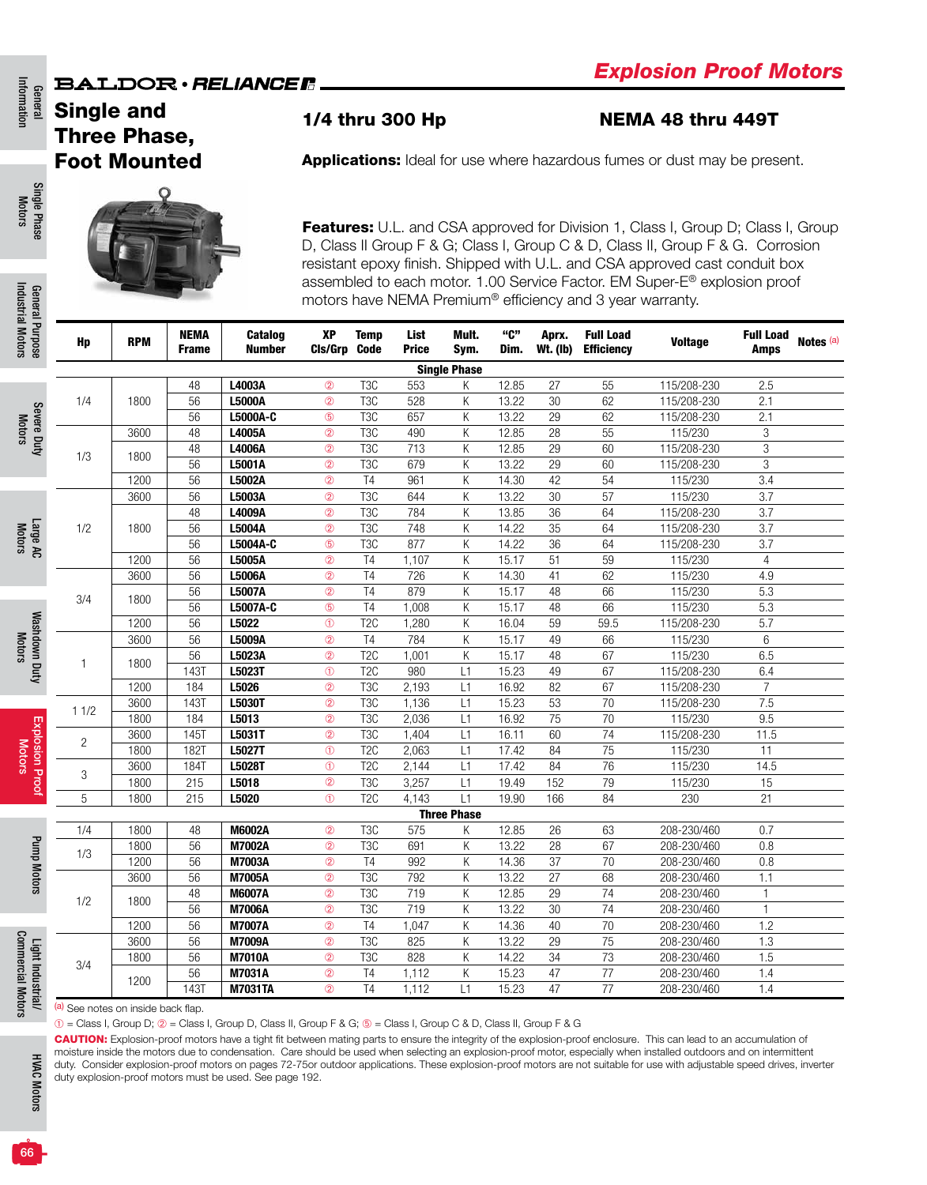BALDOR • RELIANCE

## Explosion Proof Motors

# Single and Three Phase, Foot Mounted

### 1/4 thru 300 Hp

### NEMA 48 thru 449T

**Applications:** Ideal for use where hazardous fumes or dust may be present.

**Features:** U.L. and CSA approved for Division 1, Class I, Group D; Class I, Group D, Class II Group F & G; Class I, Group C & D, Class II, Group F & G. Corrosion resistant epoxy finish. Shipped with U.L. and CSA approved cast conduit box assembled to each motor. 1.00 Service Factor. EM Super-E® explosion proof motors have NEMA Premium® efficiency and 3 year warranty.

| Hp | RPM | NEMA Frame | Catalog Number | XP Cls/Grp | Temp Code | List Price | Mult. Sym. | "C" Dim. | Aprx. Wt. (lb) | Full Load Efficiency | Voltage | Full Load Amps | Notes [a] |
|---|---|---|---|---|---|---|---|---|---|---|---|---|---|
| **Single Phase** | | | | | | | | | | | | | |
| 1/4 | 1800 | 48 | **L4003A** | ② | T3C | 553 | K | 12.85 | 27 | 55 | 115/208-230 | 2.5 | |
| | | 56 | **L5000A** | ② | T3C | 528 | K | 13.22 | 30 | 62 | 115/208-230 | 2.1 | |
| | | 56 | **L5000A-C** | ⑤ | T3C | 657 | K | 13.22 | 29 | 62 | 115/208-230 | 2.1 | |
| 1/3 | 3600 | 48 | **L4005A** | ② | T3C | 490 | K | 12.85 | 28 | 55 | 115/230 | 3 | |
| | 1800 | 48 | **L4006A** | ② | T3C | 713 | K | 12.85 | 29 | 60 | 115/208-230 | 3 | |
| | | 56 | **L5001A** | ② | T3C | 679 | K | 13.22 | 29 | 60 | 115/208-230 | 3 | |
| | 1200 | 56 | **L5002A** | ② | T4 | 961 | K | 14.30 | 42 | 54 | 115/230 | 3.4 | |
| 1/2 | 3600 | 56 | **L5003A** | ② | T3C | 644 | K | 13.22 | 30 | 57 | 115/230 | 3.7 | |
| | 1800 | 48 | **L4009A** | ② | T3C | 784 | K | 13.85 | 36 | 64 | 115/208-230 | 3.7 | |
| | | 56 | **L5004A** | ② | T3C | 748 | K | 14.22 | 35 | 64 | 115/208-230 | 3.7 | |
| | | 56 | **L5004A-C** | ⑤ | T3C | 877 | K | 14.22 | 36 | 64 | 115/208-230 | 3.7 | |
| | 1200 | 56 | **L5005A** | ② | T4 | 1,107 | K | 15.17 | 51 | 59 | 115/230 | 4 | |
| 3/4 | 3600 | 56 | **L5006A** | ② | T4 | 726 | K | 14.30 | 41 | 62 | 115/230 | 4.9 | |
| | 1800 | 56 | **L5007A** | ② | T4 | 879 | K | 15.17 | 48 | 66 | 115/230 | 5.3 | |
| | | 56 | **L5007A-C** | ⑤ | T4 | 1,008 | K | 15.17 | 48 | 66 | 115/230 | 5.3 | |
| | 1200 | 56 | **L5022** | ① | T2C | 1,280 | K | 16.04 | 59 | 59.5 | 115/208-230 | 5.7 | |
| 1 | 3600 | 56 | **L5009A** | ② | T4 | 784 | K | 15.17 | 49 | 66 | 115/230 | 6 | |
| | 1800 | 56 | **L5023A** | ② | T2C | 1,001 | K | 15.17 | 48 | 67 | 115/230 | 6.5 | |
| | | 143T | **L5023T** | ① | T2C | 980 | L1 | 15.23 | 49 | 67 | 115/208-230 | 6.4 | |
| | 1200 | 184 | **L5026** | ② | T3C | 2,193 | L1 | 16.92 | 82 | 67 | 115/208-230 | 7 | |
| 1 1/2 | 3600 | 143T | **L5030T** | ② | T3C | 1,136 | L1 | 15.23 | 53 | 70 | 115/208-230 | 7.5 | |
| | 1800 | 184 | **L5013** | ② | T3C | 2,036 | L1 | 16.92 | 75 | 70 | 115/230 | 9.5 | |
| 2 | 3600 | 145T | **L5031T** | ② | T3C | 1,404 | L1 | 16.11 | 60 | 74 | 115/208-230 | 11.5 | |
| | 1800 | 182T | **L5027T** | ① | T2C | 2,063 | L1 | 17.42 | 84 | 75 | 115/230 | 11 | |
| 3 | 3600 | 184T | **L5028T** | ① | T2C | 2,144 | L1 | 17.42 | 84 | 76 | 115/230 | 14.5 | |
| | 1800 | 215 | **L5018** | ② | T3C | 3,257 | L1 | 19.49 | 152 | 79 | 115/230 | 15 | |
| 5 | 1800 | 215 | **L5020** | ① | T2C | 4,143 | L1 | 19.90 | 166 | 84 | 230 | 21 | |
| **Three Phase** | | | | | | | | | | | | | |
| 1/4 | 1800 | 48 | **M6002A** | ② | T3C | 575 | K | 12.85 | 26 | 63 | 208-230/460 | 0.7 | |
| 1/3 | 1800 | 56 | **M7002A** | ② | T3C | 691 | K | 13.22 | 28 | 67 | 208-230/460 | 0.8 | |
| | 1200 | 56 | **M7003A** | ② | T4 | 992 | K | 14.36 | 37 | 70 | 208-230/460 | 0.8 | |
| 1/2 | 3600 | 56 | **M7005A** | ② | T3C | 792 | K | 13.22 | 27 | 68 | 208-230/460 | 1.1 | |
| | 1800 | 48 | **M6007A** | ② | T3C | 719 | K | 12.85 | 29 | 74 | 208-230/460 | 1 | |
| | | 56 | **M7006A** | ② | T3C | 719 | K | 13.22 | 30 | 74 | 208-230/460 | 1 | |
| | 1200 | 56 | **M7007A** | ② | T4 | 1,047 | K | 14.36 | 40 | 70 | 208-230/460 | 1.2 | |
| 3/4 | 3600 | 56 | **M7009A** | ② | T3C | 825 | K | 13.22 | 29 | 75 | 208-230/460 | 1.3 | |
| | 1800 | 56 | **M7010A** | ② | T3C | 828 | K | 14.22 | 34 | 73 | 208-230/460 | 1.5 | |
| | 1200 | 56 | **M7031A** | ② | T4 | 1,112 | K | 15.23 | 47 | 77 | 208-230/460 | 1.4 | |
| | | 143T | **M7031TA** | ② | T4 | 1,112 | L1 | 15.23 | 47 | 77 | 208-230/460 | 1.4 | |

[a] See notes on inside back flap.

① = Class I, Group D; ② = Class I, Group D, Class II, Group F & G; ⑤ = Class I, Group C & D, Class II, Group F & G

**CAUTION:** Explosion-proof motors have a tight fit between mating parts to ensure the integrity of the explosion-proof enclosure. This can lead to an accumulation of moisture inside the motors due to condensation. Care should be used when selecting an explosion-proof motor, especially when installed outdoors and on intermittent duty. Consider explosion-proof motors on pages 72-75or outdoor applications. These explosion-proof motors are not suitable for use with adjustable speed drives, inverter duty explosion-proof motors must be used. See page 192.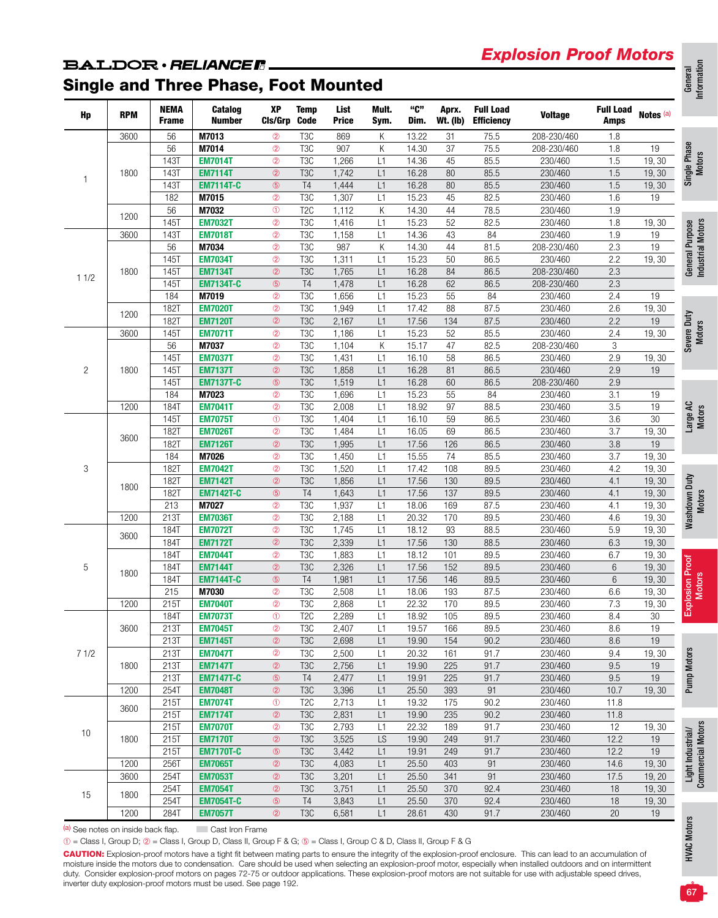# Explosion Proof Motors

## Single and Three Phase, Foot Mounted

| Hp | RPM | NEMA Frame | Catalog Number | XP Cls/Grp | Temp Code | List Price | Mult. Sym. | "C" Dim. | Aprx. Wt. (lb) | Full Load Efficiency | Voltage | Full Load Amps | Notes (a) |
|---|---|---|---|---|---|---|---|---|---|---|---|---|---|
| 1 | 3600 | 56 | M7013 | ② | T3C | 869 | K | 13.22 | 31 | 75.5 | 208-230/460 | 1.8 | |
| | 1800 | 56 | M7014 | ② | T3C | 907 | K | 14.30 | 37 | 75.5 | 208-230/460 | 1.8 | 19 |
| | | 143T | EM7014T | ② | T3C | 1,266 | L1 | 14.36 | 45 | 85.5 | 230/460 | 1.5 | 19, 30 |
| | | 143T | EM7114T | ② | T3C | 1,742 | L1 | 16.28 | 80 | 85.5 | 230/460 | 1.5 | 19, 30 |
| | | 143T | EM7114T-C | ⑤ | T4 | 1,444 | L1 | 16.28 | 80 | 85.5 | 230/460 | 1.5 | 19, 30 |
| | | 182 | M7015 | ② | T3C | 1,307 | L1 | 15.23 | 45 | 82.5 | 230/460 | 1.6 | 19 |
| | 1200 | 56 | M7032 | ① | T2C | 1,112 | K | 14.30 | 44 | 78.5 | 230/460 | 1.9 | |
| | | 145T | EM7032T | ② | T3C | 1,416 | L1 | 15.23 | 52 | 82.5 | 230/460 | 1.8 | 19, 30 |
| 1 1/2 | 3600 | 143T | EM7018T | ② | T3C | 1,158 | L1 | 14.36 | 43 | 84 | 230/460 | 1.9 | 19 |
| | 1800 | 56 | M7034 | ② | T3C | 987 | K | 14.30 | 44 | 81.5 | 208-230/460 | 2.3 | 19 |
| | | 145T | EM7034T | ② | T3C | 1,311 | L1 | 15.23 | 50 | 86.5 | 230/460 | 2.2 | 19, 30 |
| | | 145T | EM7134T | ② | T3C | 1,765 | L1 | 16.28 | 84 | 86.5 | 208-230/460 | 2.3 | |
| | | 145T | EM7134T-C | ⑤ | T4 | 1,478 | L1 | 16.28 | 62 | 86.5 | 208-230/460 | 2.3 | |
| | | 184 | M7019 | ② | T3C | 1,656 | L1 | 15.23 | 55 | 84 | 230/460 | 2.4 | 19 |
| | 1200 | 182T | EM7020T | ② | T3C | 1,949 | L1 | 17.42 | 88 | 87.5 | 230/460 | 2.6 | 19, 30 |
| | | 182T | EM7120T | ② | T3C | 2,167 | L1 | 17.56 | 134 | 87.5 | 230/460 | 2.2 | 19 |
| 2 | 3600 | 145T | EM7071T | ② | T3C | 1,186 | L1 | 15.23 | 52 | 85.5 | 230/460 | 2.4 | 19, 30 |
| | 1800 | 56 | M7037 | ② | T3C | 1,104 | K | 15.17 | 47 | 82.5 | 208-230/460 | 3 | |
| | | 145T | EM7037T | ② | T3C | 1,431 | L1 | 16.10 | 58 | 86.5 | 230/460 | 2.9 | 19, 30 |
| | | 145T | EM7137T | ② | T3C | 1,858 | L1 | 16.28 | 81 | 86.5 | 230/460 | 2.9 | 19 |
| | | 145T | EM7137T-C | ⑤ | T3C | 1,519 | L1 | 16.28 | 60 | 86.5 | 208-230/460 | 2.9 | |
| | | 184 | M7023 | ② | T3C | 1,696 | L1 | 15.23 | 55 | 84 | 230/460 | 3.1 | 19 |
| | 1200 | 184T | EM7041T | ② | T3C | 2,008 | L1 | 18.92 | 97 | 88.5 | 230/460 | 3.5 | 19 |
| 3 | 3600 | 145T | EM7075T | ① | T3C | 1,404 | L1 | 16.10 | 59 | 86.5 | 230/460 | 3.6 | 30 |
| | | 182T | EM7026T | ② | T3C | 1,484 | L1 | 16.05 | 69 | 86.5 | 230/460 | 3.7 | 19, 30 |
| | | 182T | EM7126T | ② | T3C | 1,995 | L1 | 17.56 | 126 | 86.5 | 230/460 | 3.8 | 19 |
| | | 184 | M7026 | ② | T3C | 1,450 | L1 | 15.55 | 74 | 85.5 | 230/460 | 3.7 | 19, 30 |
| | 1800 | 182T | EM7042T | ② | T3C | 1,520 | L1 | 17.42 | 108 | 89.5 | 230/460 | 4.2 | 19, 30 |
| | | 182T | EM7142T | ② | T3C | 1,856 | L1 | 17.56 | 130 | 89.5 | 230/460 | 4.1 | 19, 30 |
| | | 182T | EM7142T-C | ⑤ | T4 | 1,643 | L1 | 17.56 | 137 | 89.5 | 230/460 | 4.1 | 19, 30 |
| | | 213 | M7027 | ② | T3C | 1,937 | L1 | 18.06 | 169 | 87.5 | 230/460 | 4.1 | 19, 30 |
| | 1200 | 213T | EM7036T | ② | T3C | 2,188 | L1 | 20.32 | 170 | 89.5 | 230/460 | 4.6 | 19, 30 |
| 5 | 3600 | 184T | EM7072T | ② | T3C | 1,745 | L1 | 18.12 | 93 | 88.5 | 230/460 | 5.9 | 19, 30 |
| | | 184T | EM7172T | ② | T3C | 2,339 | L1 | 17.56 | 130 | 88.5 | 230/460 | 6.3 | 19, 30 |
| | 1800 | 184T | EM7044T | ② | T3C | 1,883 | L1 | 18.12 | 101 | 89.5 | 230/460 | 6.7 | 19, 30 |
| | | 184T | EM7144T | ② | T3C | 2,326 | L1 | 17.56 | 152 | 89.5 | 230/460 | 6 | 19, 30 |
| | | 184T | EM7144T-C | ⑤ | T4 | 1,981 | L1 | 17.56 | 146 | 89.5 | 230/460 | 6 | 19, 30 |
| | | 215 | M7030 | ② | T3C | 2,508 | L1 | 18.06 | 193 | 87.5 | 230/460 | 6.6 | 19, 30 |
| | 1200 | 215T | EM7040T | ② | T3C | 2,868 | L1 | 22.32 | 170 | 89.5 | 230/460 | 7.3 | 19, 30 |
| 7 1/2 | 3600 | 184T | EM7073T | ① | T2C | 2,289 | L1 | 18.92 | 105 | 89.5 | 230/460 | 8.4 | 30 |
| | | 213T | EM7045T | ② | T3C | 2,407 | L1 | 19.57 | 166 | 89.5 | 230/460 | 8.6 | 19 |
| | | 213T | EM7145T | ② | T3C | 2,698 | L1 | 19.90 | 154 | 90.2 | 230/460 | 8.6 | 19 |
| | 1800 | 213T | EM7047T | ② | T3C | 2,500 | L1 | 20.32 | 161 | 91.7 | 230/460 | 9.4 | 19, 30 |
| | | 213T | EM7147T | ② | T3C | 2,756 | L1 | 19.90 | 225 | 91.7 | 230/460 | 9.5 | 19 |
| | | 213T | EM7147T-C | ⑤ | T4 | 2,477 | L1 | 19.91 | 225 | 91.7 | 230/460 | 9.5 | 19 |
| | 1200 | 254T | EM7048T | ② | T3C | 3,396 | L1 | 25.50 | 393 | 91 | 230/460 | 10.7 | 19, 30 |
| 10 | 3600 | 215T | EM7074T | ① | T2C | 2,713 | L1 | 19.32 | 175 | 90.2 | 230/460 | 11.8 | |
| | | 215T | EM7174T | ② | T3C | 2,831 | L1 | 19.90 | 235 | 90.2 | 230/460 | 11.8 | |
| | 1800 | 215T | EM7070T | ② | T3C | 2,793 | L1 | 22.32 | 189 | 91.7 | 230/460 | 12 | 19, 30 |
| | | 215T | EM7170T | ② | T3C | 3,525 | LS | 19.90 | 249 | 91.7 | 230/460 | 12.2 | 19 |
| | | 215T | EM7170T-C | ⑤ | T3C | 3,442 | L1 | 19.91 | 249 | 91.7 | 230/460 | 12.2 | 19 |
| | 1200 | 256T | EM7065T | ② | T3C | 4,083 | L1 | 25.50 | 403 | 91 | 230/460 | 14.6 | 19, 30 |
| 15 | 3600 | 254T | EM7053T | ② | T3C | 3,201 | L1 | 25.50 | 341 | 91 | 230/460 | 17.5 | 19, 20 |
| | 1800 | 254T | EM7054T | ② | T3C | 3,751 | L1 | 25.50 | 370 | 92.4 | 230/460 | 18 | 19, 30 |
| | | 254T | EM7054T-C | ⑤ | T4 | 3,843 | L1 | 25.50 | 370 | 92.4 | 230/460 | 18 | 19, 30 |
| | 1200 | 284T | EM7057T | ② | T3C | 6,581 | L1 | 28.61 | 430 | 91.7 | 230/460 | 20 | 19 |

(a) See notes on inside back flap. Cast Iron Frame

① = Class I, Group D; ② = Class I, Group D, Class II, Group F & G; ⑤ = Class I, Group C & D, Class II, Group F & G

**CAUTION:** Explosion-proof motors have a tight fit between mating parts to ensure the integrity of the explosion-proof enclosure. This can lead to an accumulation of moisture inside the motors due to condensation. Care should be used when selecting an explosion-proof motor, especially when installed outdoors and on intermittent duty. Consider explosion-proof motors on pages 72-75 or outdoor applications. These explosion-proof motors are not suitable for use with adjustable speed drives, inverter duty explosion-proof motors must be used. See page 192.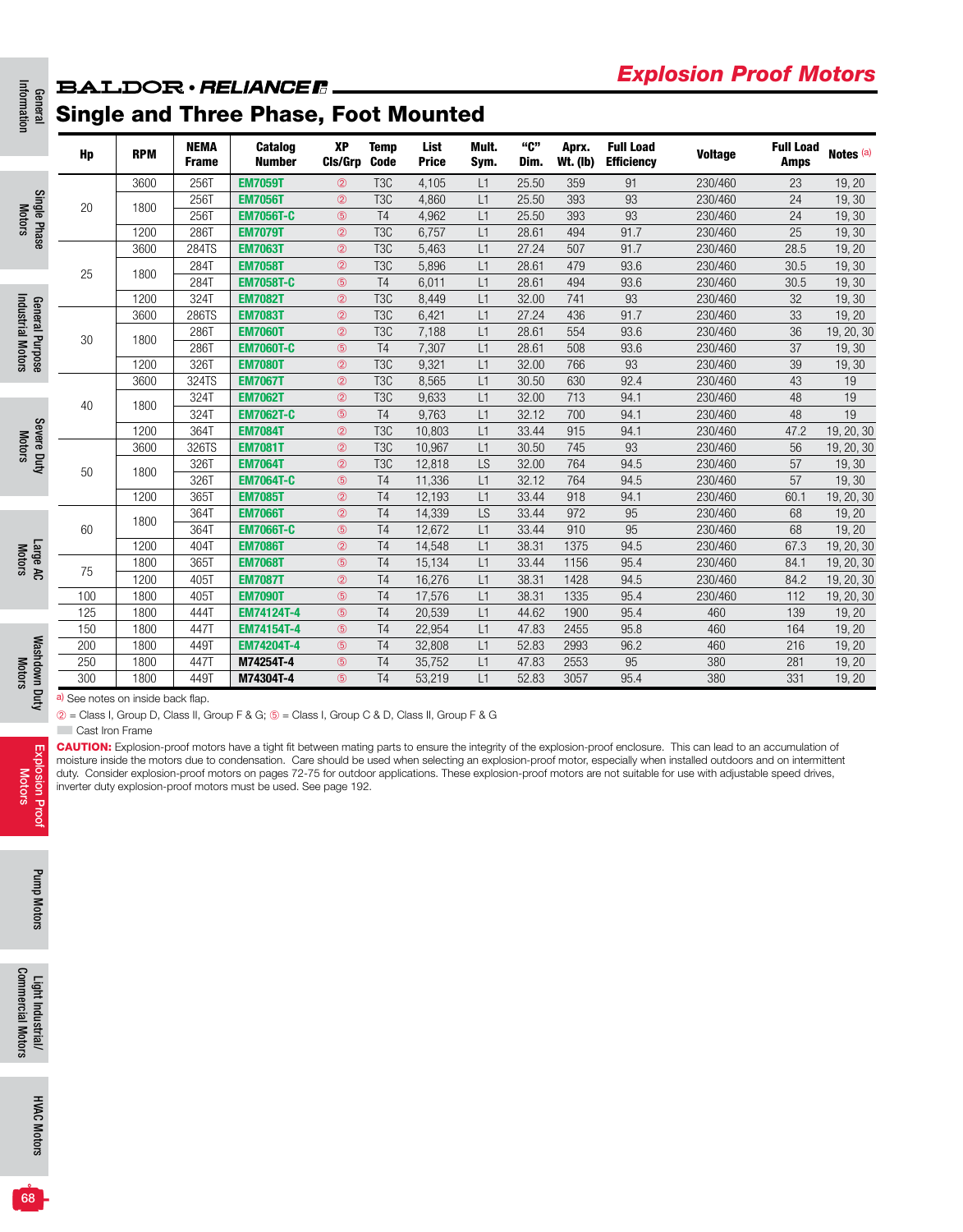# Explosion Proof Motors

## Single and Three Phase, Foot Mounted

| Hp | RPM | NEMA Frame | Catalog Number | XP Cls/Grp | Temp Code | List Price | Mult. Sym. | "C" Dim. | Aprx. Wt. (lb) | Full Load Efficiency | Voltage | Full Load Amps | Notes [a] |
|---|---|---|---|---|---|---|---|---|---|---|---|---|---|
| 20 | 3600 | 256T | EM7059T | ② | T3C | 4,105 | L1 | 25.50 | 359 | 91 | 230/460 | 23 | 19, 20 |
| | 1800 | 256T | EM7056T | ② | T3C | 4,860 | L1 | 25.50 | 393 | 93 | 230/460 | 24 | 19, 30 |
| | | 256T | EM7056T-C | ⑤ | T4 | 4,962 | L1 | 25.50 | 393 | 93 | 230/460 | 24 | 19, 30 |
| | 1200 | 286T | EM7079T | ② | T3C | 6,757 | L1 | 28.61 | 494 | 91.7 | 230/460 | 25 | 19, 30 |
| 25 | 3600 | 284TS | EM7063T | ② | T3C | 5,463 | L1 | 27.24 | 507 | 91.7 | 230/460 | 28.5 | 19, 20 |
| | 1800 | 284T | EM7058T | ② | T3C | 5,896 | L1 | 28.61 | 479 | 93.6 | 230/460 | 30.5 | 19, 30 |
| | | 284T | EM7058T-C | ⑤ | T4 | 6,011 | L1 | 28.61 | 494 | 93.6 | 230/460 | 30.5 | 19, 30 |
| | 1200 | 324T | EM7082T | ② | T3C | 8,449 | L1 | 32.00 | 741 | 93 | 230/460 | 32 | 19, 30 |
| 30 | 3600 | 286TS | EM7083T | ② | T3C | 6,421 | L1 | 27.24 | 436 | 91.7 | 230/460 | 33 | 19, 20 |
| | 1800 | 286T | EM7060T | ② | T3C | 7,188 | L1 | 28.61 | 554 | 93.6 | 230/460 | 36 | 19, 20, 30 |
| | | 286T | EM7060T-C | ⑤ | T4 | 7,307 | L1 | 28.61 | 508 | 93.6 | 230/460 | 37 | 19, 30 |
| | 1200 | 326T | EM7080T | ② | T3C | 9,321 | L1 | 32.00 | 766 | 93 | 230/460 | 39 | 19, 30 |
| 40 | 3600 | 324TS | EM7067T | ② | T3C | 8,565 | L1 | 30.50 | 630 | 92.4 | 230/460 | 43 | 19 |
| | 1800 | 324T | EM7062T | ② | T3C | 9,633 | L1 | 32.00 | 713 | 94.1 | 230/460 | 48 | 19 |
| | | 324T | EM7062T-C | ⑤ | T4 | 9,763 | L1 | 32.12 | 700 | 94.1 | 230/460 | 48 | 19 |
| | 1200 | 364T | EM7084T | ② | T3C | 10,803 | L1 | 33.44 | 915 | 94.1 | 230/460 | 47.2 | 19, 20, 30 |
| 50 | 3600 | 326TS | EM7081T | ② | T3C | 10,967 | L1 | 30.50 | 745 | 93 | 230/460 | 56 | 19, 20, 30 |
| | 1800 | 326T | EM7064T | ② | T3C | 12,818 | LS | 32.00 | 764 | 94.5 | 230/460 | 57 | 19, 30 |
| | | 326T | EM7064T-C | ⑤ | T4 | 11,336 | L1 | 32.12 | 764 | 94.5 | 230/460 | 57 | 19, 30 |
| | 1200 | 365T | EM7085T | ② | T4 | 12,193 | L1 | 33.44 | 918 | 94.1 | 230/460 | 60.1 | 19, 20, 30 |
| 60 | 1800 | 364T | EM7066T | ② | T4 | 14,339 | LS | 33.44 | 972 | 95 | 230/460 | 68 | 19, 20 |
| | | 364T | EM7066T-C | ⑤ | T4 | 12,672 | L1 | 33.44 | 910 | 95 | 230/460 | 68 | 19, 20 |
| | 1200 | 404T | EM7086T | ② | T4 | 14,548 | L1 | 38.31 | 1375 | 94.5 | 230/460 | 67.3 | 19, 20, 30 |
| 75 | 1800 | 365T | EM7068T | ⑤ | T4 | 15,134 | L1 | 33.44 | 1156 | 95.4 | 230/460 | 84.1 | 19, 20, 30 |
| | 1200 | 405T | EM7087T | ② | T4 | 16,276 | L1 | 38.31 | 1428 | 94.5 | 230/460 | 84.2 | 19, 20, 30 |
| 100 | 1800 | 405T | EM7090T | ⑤ | T4 | 17,576 | L1 | 38.31 | 1335 | 95.4 | 230/460 | 112 | 19, 20, 30 |
| 125 | 1800 | 444T | EM74124T-4 | ⑤ | T4 | 20,539 | L1 | 44.62 | 1900 | 95.4 | 460 | 139 | 19, 20 |
| 150 | 1800 | 447T | EM74154T-4 | ⑤ | T4 | 22,954 | L1 | 47.83 | 2455 | 95.8 | 460 | 164 | 19, 20 |
| 200 | 1800 | 449T | EM74204T-4 | ⑤ | T4 | 32,808 | L1 | 52.83 | 2993 | 96.2 | 460 | 216 | 19, 20 |
| 250 | 1800 | 447T | M74254T-4 | ⑤ | T4 | 35,752 | L1 | 47.83 | 2553 | 95 | 380 | 281 | 19, 20 |
| 300 | 1800 | 449T | M74304T-4 | ⑤ | T4 | 53,219 | L1 | 52.83 | 3057 | 95.4 | 380 | 331 | 19, 20 |

[a] See notes on inside back flap.

② = Class I, Group D, Class II, Group F & G; ⑤ = Class I, Group C & D, Class II, Group F & G

Cast Iron Frame

**CAUTION:** Explosion-proof motors have a tight fit between mating parts to ensure the integrity of the explosion-proof enclosure. This can lead to an accumulation of moisture inside the motors due to condensation. Care should be used when selecting an explosion-proof motor, especially when installed outdoors and on intermittent duty. Consider explosion-proof motors on pages 72-75 for outdoor applications. These explosion-proof motors are not suitable for use with adjustable speed drives, inverter duty explosion-proof motors must be used. See page 192.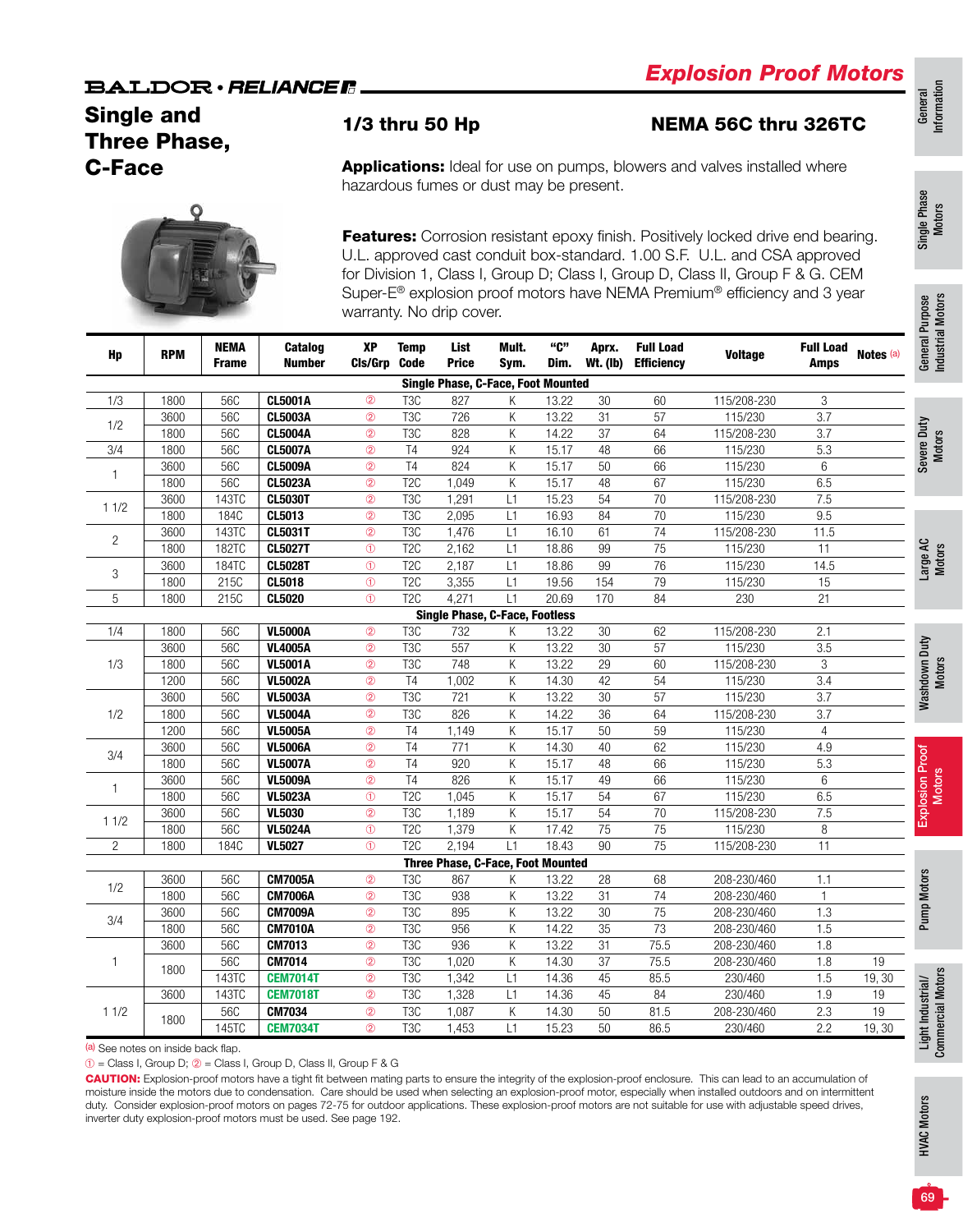# Explosion Proof Motors

## Single and Three Phase, C-Face

### 1/3 thru 50 Hp

### NEMA 56C thru 326TC

**Applications:** Ideal for use on pumps, blowers and valves installed where hazardous fumes or dust may be present.

**Features:** Corrosion resistant epoxy finish. Positively locked drive end bearing. U.L. approved cast conduit box-standard. 1.00 S.F. U.L. and CSA approved for Division 1, Class I, Group D; Class I, Group D, Class II, Group F & G. CEM Super-E® explosion proof motors have NEMA Premium® efficiency and 3 year warranty. No drip cover.

| Hp | RPM | NEMA Frame | Catalog Number | XP Cls/Grp | Temp Code | List Price | Mult. Sym. | "C" Dim. | Aprx. Wt. (lb) | Full Load Efficiency | Voltage | Full Load Amps | Notes [a] |
|---|---|---|---|---|---|---|---|---|---|---|---|---|---|
| **Single Phase, C-Face, Foot Mounted** | | | | | | | | | | | | | |
| 1/3 | 1800 | 56C | **CL5001A** | ② | T3C | 827 | K | 13.22 | 30 | 60 | 115/208-230 | 3 | |
| 1/2 | 3600 | 56C | **CL5003A** | ② | T3C | 726 | K | 13.22 | 31 | 57 | 115/230 | 3.7 | |
| | 1800 | 56C | **CL5004A** | ② | T3C | 828 | K | 14.22 | 37 | 64 | 115/208-230 | 3.7 | |
| 3/4 | 1800 | 56C | **CL5007A** | ② | T4 | 924 | K | 15.17 | 48 | 66 | 115/230 | 5.3 | |
| 1 | 3600 | 56C | **CL5009A** | ② | T4 | 824 | K | 15.17 | 50 | 66 | 115/230 | 6 | |
| | 1800 | 56C | **CL5023A** | ② | T2C | 1,049 | K | 15.17 | 48 | 67 | 115/230 | 6.5 | |
| 1 1/2 | 3600 | 143TC | **CL5030T** | ② | T3C | 1,291 | L1 | 15.23 | 54 | 70 | 115/208-230 | 7.5 | |
| | 1800 | 184C | **CL5013** | ② | T3C | 2,095 | L1 | 16.93 | 84 | 70 | 115/230 | 9.5 | |
| 2 | 3600 | 143TC | **CL5031T** | ② | T3C | 1,476 | L1 | 16.10 | 61 | 74 | 115/208-230 | 11.5 | |
| | 1800 | 182TC | **CL5027T** | ① | T2C | 2,162 | L1 | 18.86 | 99 | 75 | 115/230 | 11 | |
| 3 | 3600 | 184TC | **CL5028T** | ① | T2C | 2,187 | L1 | 18.86 | 99 | 76 | 115/230 | 14.5 | |
| | 1800 | 215C | **CL5018** | ① | T2C | 3,355 | L1 | 19.56 | 154 | 79 | 115/230 | 15 | |
| 5 | 1800 | 215C | **CL5020** | ① | T2C | 4,271 | L1 | 20.69 | 170 | 84 | 230 | 21 | |
| **Single Phase, C-Face, Footless** | | | | | | | | | | | | | |
| 1/4 | 1800 | 56C | **VL5000A** | ② | T3C | 732 | K | 13.22 | 30 | 62 | 115/208-230 | 2.1 | |
| 1/3 | 3600 | 56C | **VL4005A** | ② | T3C | 557 | K | 13.22 | 30 | 57 | 115/230 | 3.5 | |
| | 1800 | 56C | **VL5001A** | ② | T3C | 748 | K | 13.22 | 29 | 60 | 115/208-230 | 3 | |
| | 1200 | 56C | **VL5002A** | ② | T4 | 1,002 | K | 14.30 | 42 | 54 | 115/230 | 3.4 | |
| 1/2 | 3600 | 56C | **VL5003A** | ② | T3C | 721 | K | 13.22 | 30 | 57 | 115/230 | 3.7 | |
| | 1800 | 56C | **VL5004A** | ② | T3C | 826 | K | 14.22 | 36 | 64 | 115/208-230 | 3.7 | |
| | 1200 | 56C | **VL5005A** | ② | T4 | 1,149 | K | 15.17 | 50 | 59 | 115/230 | 4 | |
| 3/4 | 3600 | 56C | **VL5006A** | ② | T4 | 771 | K | 14.30 | 40 | 62 | 115/230 | 4.9 | |
| | 1800 | 56C | **VL5007A** | ② | T4 | 920 | K | 15.17 | 48 | 66 | 115/230 | 5.3 | |
| 1 | 3600 | 56C | **VL5009A** | ② | T4 | 826 | K | 15.17 | 49 | 66 | 115/230 | 6 | |
| | 1800 | 56C | **VL5023A** | ① | T2C | 1,045 | K | 15.17 | 54 | 67 | 115/230 | 6.5 | |
| 1 1/2 | 3600 | 56C | **VL5030** | ② | T3C | 1,189 | K | 15.17 | 54 | 70 | 115/208-230 | 7.5 | |
| | 1800 | 56C | **VL5024A** | ① | T2C | 1,379 | K | 17.42 | 75 | 75 | 115/230 | 8 | |
| 2 | 1800 | 184C | **VL5027** | ① | T2C | 2,194 | L1 | 18.43 | 90 | 75 | 115/208-230 | 11 | |
| **Three Phase, C-Face, Foot Mounted** | | | | | | | | | | | | | |
| 1/2 | 3600 | 56C | **CM7005A** | ② | T3C | 867 | K | 13.22 | 28 | 68 | 208-230/460 | 1.1 | |
| | 1800 | 56C | **CM7006A** | ② | T3C | 938 | K | 13.22 | 31 | 74 | 208-230/460 | 1 | |
| 3/4 | 3600 | 56C | **CM7009A** | ② | T3C | 895 | K | 13.22 | 30 | 75 | 208-230/460 | 1.3 | |
| | 1800 | 56C | **CM7010A** | ② | T3C | 956 | K | 14.22 | 35 | 73 | 208-230/460 | 1.5 | |
| 1 | 3600 | 56C | **CM7013** | ② | T3C | 936 | K | 13.22 | 31 | 75.5 | 208-230/460 | 1.8 | |
| | 1800 | 56C | **CM7014** | ② | T3C | 1,020 | K | 14.30 | 37 | 75.5 | 208-230/460 | 1.8 | 19 |
| | 1800 | 143TC | **CEM7014T** | ② | T3C | 1,342 | L1 | 14.36 | 45 | 85.5 | 230/460 | 1.5 | 19, 30 |
| 1 1/2 | 3600 | 143TC | **CEM7018T** | ② | T3C | 1,328 | L1 | 14.36 | 45 | 84 | 230/460 | 1.9 | 19 |
| | 1800 | 56C | **CM7034** | ② | T3C | 1,087 | K | 14.30 | 50 | 81.5 | 208-230/460 | 2.3 | 19 |
| | 1800 | 145TC | **CEM7034T** | ② | T3C | 1,453 | L1 | 15.23 | 50 | 86.5 | 230/460 | 2.2 | 19, 30 |

[a] See notes on inside back flap.

① = Class I, Group D; ② = Class I, Group D, Class II, Group F & G

**CAUTION:** Explosion-proof motors have a tight fit between mating parts to ensure the integrity of the explosion-proof enclosure. This can lead to an accumulation of moisture inside the motors due to condensation. Care should be used when selecting an explosion-proof motor, especially when installed outdoors and on intermittent duty. Consider explosion-proof motors on pages 72-75 for outdoor applications. These explosion-proof motors are not suitable for use with adjustable speed drives, inverter duty explosion-proof motors must be used. See page 192.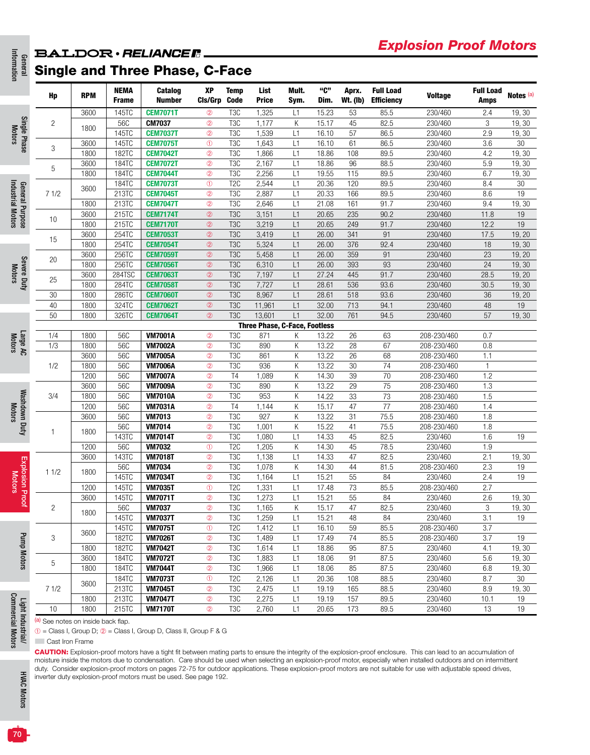# Explosion Proof Motors

## Single and Three Phase, C-Face

| Hp | RPM | NEMA Frame | Catalog Number | XP Cls/Grp | Temp Code | List Price | Mult. Sym. | "C" Dim. | Aprx. Wt. (lb) | Full Load Efficiency | Voltage | Full Load Amps | Notes (a) |
|---|---|---|---|---|---|---|---|---|---|---|---|---|---|
| 2 | 3600 | 145TC | CEM7071T | ② | T3C | 1,325 | L1 | 15.23 | 53 | 85.5 | 230/460 | 2.4 | 19, 30 |
| | 1800 | 56C | CM7037 | ② | T3C | 1,177 | K | 15.17 | 45 | 82.5 | 230/460 | 3 | 19, 30 |
| | | 145TC | CEM7037T | ② | T3C | 1,539 | L1 | 16.10 | 57 | 86.5 | 230/460 | 2.9 | 19, 30 |
| 3 | 3600 | 145TC | CEM7075T | ① | T3C | 1,643 | L1 | 16.10 | 61 | 86.5 | 230/460 | 3.6 | 30 |
| | 1800 | 182TC | CEM7042T | ② | T3C | 1,866 | L1 | 18.86 | 108 | 89.5 | 230/460 | 4.2 | 19, 30 |
| 5 | 3600 | 184TC | CEM7072T | ② | T3C | 2,167 | L1 | 18.86 | 96 | 88.5 | 230/460 | 5.9 | 19, 30 |
| | 1800 | 184TC | CEM7044T | ② | T3C | 2,256 | L1 | 19.55 | 115 | 89.5 | 230/460 | 6.7 | 19, 30 |
| 7 1/2 | 3600 | 184TC | CEM7073T | ① | T2C | 2,544 | L1 | 20.36 | 120 | 89.5 | 230/460 | 8.4 | 30 |
| | | 213TC | CEM7045T | ② | T3C | 2,887 | L1 | 20.33 | 166 | 89.5 | 230/460 | 8.6 | 19 |
| | 1800 | 213TC | CEM7047T | ② | T3C | 2,646 | L1 | 21.08 | 161 | 91.7 | 230/460 | 9.4 | 19, 30 |
| 10 | 3600 | 215TC | CEM7174T | ② | T3C | 3,151 | L1 | 20.65 | 235 | 90.2 | 230/460 | 11.8 | 19 |
| | 1800 | 215TC | CEM7170T | ② | T3C | 3,219 | L1 | 20.65 | 249 | 91.7 | 230/460 | 12.2 | 19 |
| 15 | 3600 | 254TC | CEM7053T | ② | T3C | 3,419 | L1 | 26.00 | 341 | 91 | 230/460 | 17.5 | 19, 20 |
| | 1800 | 254TC | CEM7054T | ② | T3C | 5,324 | L1 | 26.00 | 376 | 92.4 | 230/460 | 18 | 19, 30 |
| 20 | 3600 | 256TC | CEM7059T | ② | T3C | 5,458 | L1 | 26.00 | 359 | 91 | 230/460 | 23 | 19, 20 |
| | 1800 | 256TC | CEM7056T | ② | T3C | 6,310 | L1 | 26.00 | 393 | 93 | 230/460 | 24 | 19, 30 |
| 25 | 3600 | 284TSC | CEM7063T | ② | T3C | 7,197 | L1 | 27.24 | 445 | 91.7 | 230/460 | 28.5 | 19, 20 |
| | 1800 | 284TC | CEM7058T | ② | T3C | 7,727 | L1 | 28.61 | 536 | 93.6 | 230/460 | 30.5 | 19, 30 |
| 30 | 1800 | 286TC | CEM7060T | ② | T3C | 8,967 | L1 | 28.61 | 518 | 93.6 | 230/460 | 36 | 19, 20 |
| 40 | 1800 | 324TC | CEM7062T | ② | T3C | 11,961 | L1 | 32.00 | 713 | 94.1 | 230/460 | 48 | 19 |
| 50 | 1800 | 326TC | CEM7064T | ② | T3C | 13,601 | L1 | 32.00 | 761 | 94.5 | 230/460 | 57 | 19, 30 |
| **Three Phase, C-Face, Footless** | | | | | | | | | | | | | |
| 1/4 | 1800 | 56C | VM7001A | ② | T3C | 871 | K | 13.22 | 26 | 63 | 208-230/460 | 0.7 | |
| 1/3 | 1800 | 56C | VM7002A | ② | T3C | 890 | K | 13.22 | 28 | 67 | 208-230/460 | 0.8 | |
| 1/2 | 3600 | 56C | VM7005A | ② | T3C | 861 | K | 13.22 | 26 | 68 | 208-230/460 | 1.1 | |
| | 1800 | 56C | VM7006A | ② | T3C | 936 | K | 13.22 | 30 | 74 | 208-230/460 | 1 | |
| | 1200 | 56C | VM7007A | ② | T4 | 1,089 | K | 14.30 | 39 | 70 | 208-230/460 | 1.2 | |
| 3/4 | 3600 | 56C | VM7009A | ② | T3C | 890 | K | 13.22 | 29 | 75 | 208-230/460 | 1.3 | |
| | 1800 | 56C | VM7010A | ② | T3C | 953 | K | 14.22 | 33 | 73 | 208-230/460 | 1.5 | |
| | 1200 | 56C | VM7031A | ② | T4 | 1,144 | K | 15.17 | 47 | 77 | 208-230/460 | 1.4 | |
| 1 | 3600 | 56C | VM7013 | ② | T3C | 927 | K | 13.22 | 31 | 75.5 | 208-230/460 | 1.8 | |
| | 1800 | 56C | VM7014 | ② | T3C | 1,001 | K | 15.22 | 41 | 75.5 | 208-230/460 | 1.8 | |
| | | 143TC | VM7014T | ② | T3C | 1,080 | L1 | 14.33 | 45 | 82.5 | 230/460 | 1.6 | 19 |
| | 1200 | 56C | VM7032 | ① | T2C | 1,205 | K | 14.30 | 45 | 78.5 | 230/460 | 1.9 | |
| 1 1/2 | 3600 | 143TC | VM7018T | ② | T3C | 1,138 | L1 | 14.33 | 47 | 82.5 | 230/460 | 2.1 | 19, 30 |
| | 1800 | 56C | VM7034 | ② | T3C | 1,078 | K | 14.30 | 44 | 81.5 | 208-230/460 | 2.3 | 19 |
| | | 145TC | VM7034T | ② | T3C | 1,164 | L1 | 15.21 | 55 | 84 | 230/460 | 2.4 | 19 |
| | 1200 | 145TC | VM7035T | ① | T2C | 1,331 | L1 | 17.48 | 73 | 85.5 | 208-230/460 | 2.7 | |
| 2 | 3600 | 145TC | VM7071T | ② | T3C | 1,273 | L1 | 15.21 | 55 | 84 | 230/460 | 2.6 | 19, 30 |
| | 1800 | 56C | VM7037 | ② | T3C | 1,165 | K | 15.17 | 47 | 82.5 | 230/460 | 3 | 19, 30 |
| | | 145TC | VM7037T | ② | T3C | 1,259 | L1 | 15.21 | 48 | 84 | 230/460 | 3.1 | 19 |
| 3 | 3600 | 145TC | VM7075T | ① | T2C | 1,412 | L1 | 16.10 | 59 | 85.5 | 208-230/460 | 3.7 | |
| | | 182TC | VM7026T | ② | T3C | 1,489 | L1 | 17.49 | 74 | 85.5 | 208-230/460 | 3.7 | 19 |
| | 1800 | 182TC | VM7042T | ② | T3C | 1,614 | L1 | 18.86 | 95 | 87.5 | 230/460 | 4.1 | 19, 30 |
| 5 | 3600 | 184TC | VM7072T | ② | T3C | 1,883 | L1 | 18.06 | 91 | 87.5 | 230/460 | 5.6 | 19, 30 |
| | 1800 | 184TC | VM7044T | ② | T3C | 1,966 | L1 | 18.06 | 85 | 87.5 | 230/460 | 6.8 | 19, 30 |
| 7 1/2 | 3600 | 184TC | VM7073T | ① | T2C | 2,126 | L1 | 20.36 | 108 | 88.5 | 230/460 | 8.7 | 30 |
| | | 213TC | VM7045T | ② | T3C | 2,475 | L1 | 19.19 | 165 | 88.5 | 230/460 | 8.9 | 19, 30 |
| | 1800 | 213TC | VM7047T | ② | T3C | 2,275 | L1 | 19.19 | 157 | 89.5 | 230/460 | 10.1 | 19 |
| 10 | 1800 | 215TC | VM7170T | ② | T3C | 2,760 | L1 | 20.65 | 173 | 89.5 | 230/460 | 13 | 19 |

(a) See notes on inside back flap.

① = Class I, Group D; ② = Class I, Group D, Class II, Group F & G

Cast Iron Frame

**CAUTION:** Explosion-proof motors have a tight fit between mating parts to ensure the integrity of the explosion-proof enclosure. This can lead to an accumulation of moisture inside the motors due to condensation. Care should be used when selecting an explosion-proof motor, especially when installed outdoors and on intermittent duty. Consider explosion-proof motors on pages 72-75 for outdoor applications. These explosion-proof motors are not suitable for use with adjustable speed drives, inverter duty explosion-proof motors must be used. See page 192.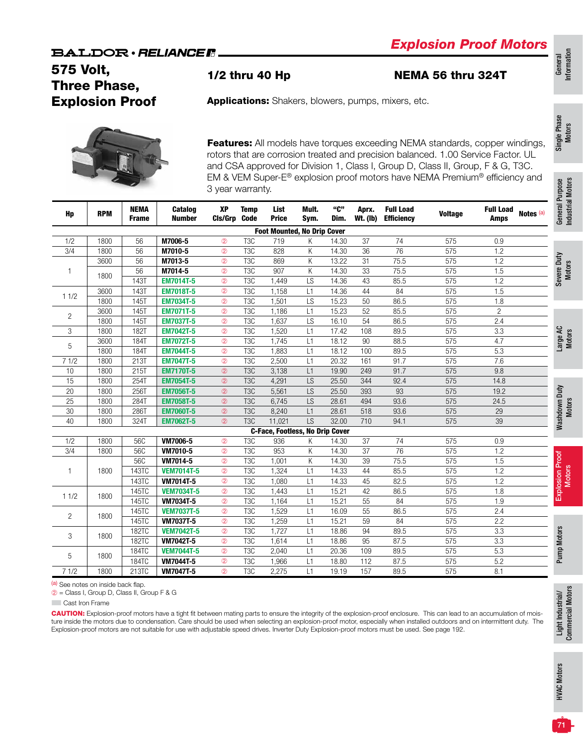# Explosion Proof Motors

## 575 Volt, Three Phase, Explosion Proof

**1/2 thru 40 Hp** **NEMA 56 thru 324T**

**Applications:** Shakers, blowers, pumps, mixers, etc.

**Features:** All models have torques exceeding NEMA standards, copper windings, rotors that are corrosion treated and precision balanced. 1.00 Service Factor. UL and CSA approved for Division 1, Class I, Group D, Class II, Group, F & G, T3C. EM & VEM Super-E® explosion proof motors have NEMA Premium® efficiency and 3 year warranty.

| Hp | RPM | NEMA Frame | Catalog Number | XP Cls/Grp | Temp Code | List Price | Mult. Sym. | "C" Dim. | Aprx. Wt. (lb) | Full Load Efficiency | Voltage | Full Load Amps | Notes [a] |
|---|---|---|---|---|---|---|---|---|---|---|---|---|---|
| **Foot Mounted, No Drip Cover** | | | | | | | | | | | | | |
| 1/2 | 1800 | 56 | M7006-5 | ② | T3C | 719 | K | 14.30 | 37 | 74 | 575 | 0.9 | |
| 3/4 | 1800 | 56 | M7010-5 | ② | T3C | 828 | K | 14.30 | 36 | 76 | 575 | 1.2 | |
| 1 | 3600 | 56 | M7013-5 | ② | T3C | 869 | K | 13.22 | 31 | 75.5 | 575 | 1.2 | |
| | 1800 | 56 | M7014-5 | ② | T3C | 907 | K | 14.30 | 33 | 75.5 | 575 | 1.5 | |
| | | 143T | EM7014T-5 | ② | T3C | 1,449 | LS | 14.36 | 43 | 85.5 | 575 | 1.2 | |
| 1 1/2 | 3600 | 143T | EM7018T-5 | ② | T3C | 1,158 | L1 | 14.36 | 44 | 84 | 575 | 1.5 | |
| | 1800 | 145T | EM7034T-5 | ② | T3C | 1,501 | LS | 15.23 | 50 | 86.5 | 575 | 1.8 | |
| 2 | 3600 | 145T | EM7071T-5 | ② | T3C | 1,186 | L1 | 15.23 | 52 | 85.5 | 575 | 2 | |
| | 1800 | 145T | EM7037T-5 | ② | T3C | 1,637 | LS | 16.10 | 54 | 86.5 | 575 | 2.4 | |
| 3 | 1800 | 182T | EM7042T-5 | ② | T3C | 1,520 | L1 | 17.42 | 108 | 89.5 | 575 | 3.3 | |
| 5 | 3600 | 184T | EM7072T-5 | ② | T3C | 1,745 | L1 | 18.12 | 90 | 88.5 | 575 | 4.7 | |
| | 1800 | 184T | EM7044T-5 | ② | T3C | 1,883 | L1 | 18.12 | 100 | 89.5 | 575 | 5.3 | |
| 7 1/2 | 1800 | 213T | EM7047T-5 | ② | T3C | 2,500 | L1 | 20.32 | 161 | 91.7 | 575 | 7.6 | |
| 10 | 1800 | 215T | EM7170T-5 | ② | T3C | 3,138 | L1 | 19.90 | 249 | 91.7 | 575 | 9.8 | |
| 15 | 1800 | 254T | EM7054T-5 | ② | T3C | 4,291 | LS | 25.50 | 344 | 92.4 | 575 | 14.8 | |
| 20 | 1800 | 256T | EM7056T-5 | ② | T3C | 5,561 | LS | 25.50 | 393 | 93 | 575 | 19.2 | |
| 25 | 1800 | 284T | EM7058T-5 | ② | T3C | 6,745 | LS | 28.61 | 494 | 93.6 | 575 | 24.5 | |
| 30 | 1800 | 286T | EM7060T-5 | ② | T3C | 8,240 | L1 | 28.61 | 518 | 93.6 | 575 | 29 | |
| 40 | 1800 | 324T | EM7062T-5 | ② | T3C | 11,021 | LS | 32.00 | 710 | 94.1 | 575 | 39 | |
| **C-Face, Footless, No Drip Cover** | | | | | | | | | | | | | |
| 1/2 | 1800 | 56C | VM7006-5 | ② | T3C | 936 | K | 14.30 | 37 | 74 | 575 | 0.9 | |
| 3/4 | 1800 | 56C | VM7010-5 | ② | T3C | 953 | K | 14.30 | 37 | 76 | 575 | 1.2 | |
| 1 | 1800 | 56C | VM7014-5 | ② | T3C | 1,001 | K | 14.30 | 39 | 75.5 | 575 | 1.5 | |
| | | 143TC | VEM7014T-5 | ② | T3C | 1,324 | L1 | 14.33 | 44 | 85.5 | 575 | 1.2 | |
| | | 143TC | VM7014T-5 | ② | T3C | 1,080 | L1 | 14.33 | 45 | 82.5 | 575 | 1.2 | |
| 1 1/2 | 1800 | 145TC | VEM7034T-5 | ② | T3C | 1,443 | L1 | 15.21 | 42 | 86.5 | 575 | 1.8 | |
| | | 145TC | VM7034T-5 | ② | T3C | 1,164 | L1 | 15.21 | 55 | 84 | 575 | 1.9 | |
| 2 | 1800 | 145TC | VEM7037T-5 | ② | T3C | 1,529 | L1 | 16.09 | 55 | 86.5 | 575 | 2.4 | |
| | | 145TC | VM7037T-5 | ② | T3C | 1,259 | L1 | 15.21 | 59 | 84 | 575 | 2.2 | |
| 3 | 1800 | 182TC | VEM7042T-5 | ② | T3C | 1,727 | L1 | 18.86 | 94 | 89.5 | 575 | 3.3 | |
| | | 182TC | VM7042T-5 | ② | T3C | 1,614 | L1 | 18.86 | 95 | 87.5 | 575 | 3.3 | |
| 5 | 1800 | 184TC | VEM7044T-5 | ② | T3C | 2,040 | L1 | 20.36 | 109 | 89.5 | 575 | 5.3 | |
| | | 184TC | VM7044T-5 | ② | T3C | 1,966 | L1 | 18.80 | 112 | 87.5 | 575 | 5.2 | |
| 7 1/2 | 1800 | 213TC | VM7047T-5 | ② | T3C | 2,275 | L1 | 19.19 | 157 | 89.5 | 575 | 8.1 | |

[a] See notes on inside back flap.

② = Class I, Group D, Class II, Group F & G

Cast Iron Frame

**CAUTION:** Explosion-proof motors have a tight fit between mating parts to ensure the integrity of the explosion-proof enclosure. This can lead to an accumulation of moisture inside the motors due to condensation. Care should be used when selecting an explosion-proof motor, especially when installed outdoors and on intermittent duty. The Explosion-proof motors are not suitable for use with adjustable speed drives. Inverter Duty Explosion-proof motors must be used. See page 192.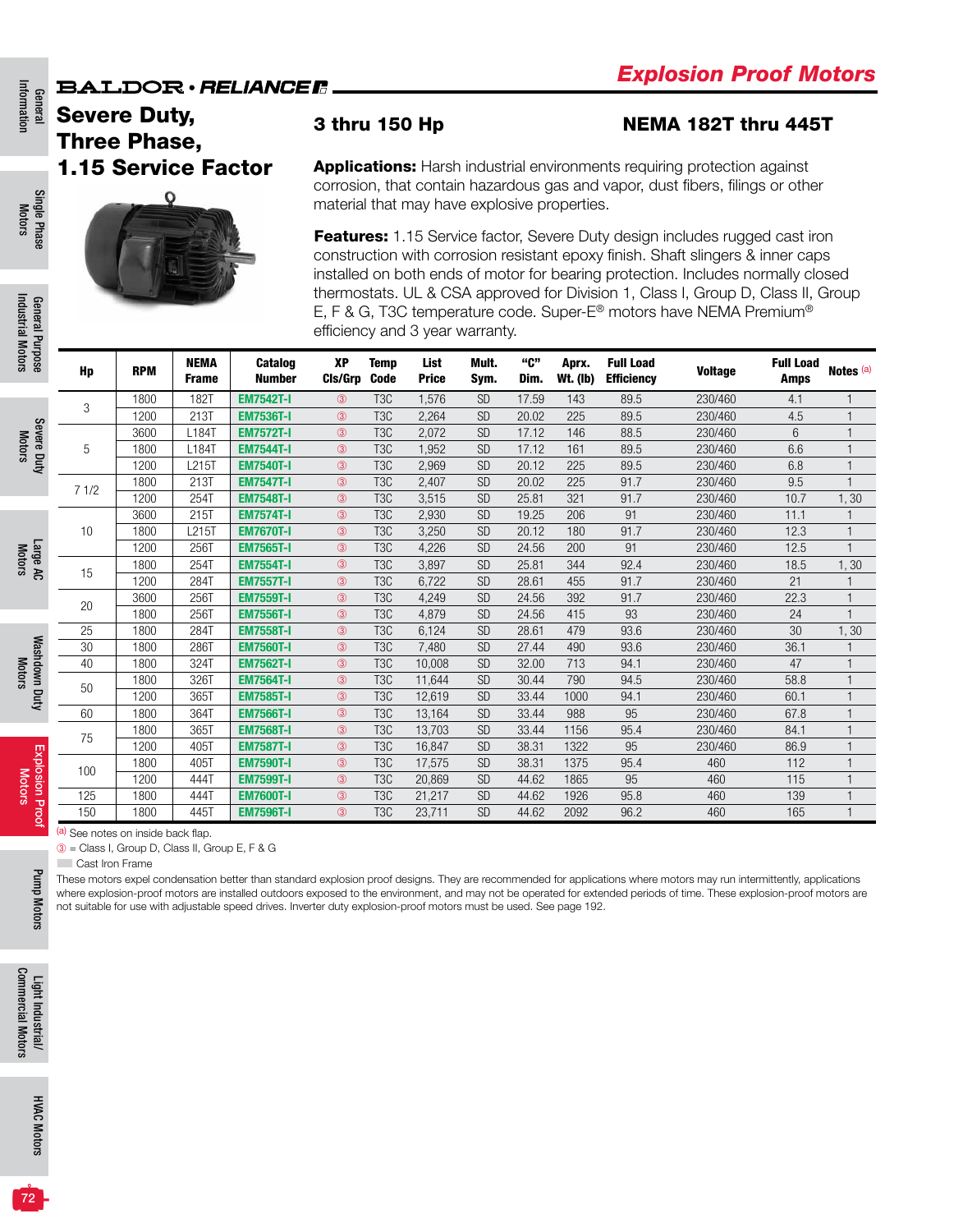# Explosion Proof Motors

## Severe Duty, Three Phase, 1.15 Service Factor

### 3 thru 150 Hp

### NEMA 182T thru 445T

**Applications:** Harsh industrial environments requiring protection against corrosion, that contain hazardous gas and vapor, dust fibers, filings or other material that may have explosive properties.

**Features:** 1.15 Service factor, Severe Duty design includes rugged cast iron construction with corrosion resistant epoxy finish. Shaft slingers & inner caps installed on both ends of motor for bearing protection. Includes normally closed thermostats. UL & CSA approved for Division 1, Class I, Group D, Class II, Group E, F & G, T3C temperature code. Super-E® motors have NEMA Premium® efficiency and 3 year warranty.

| Hp | RPM | NEMA Frame | Catalog Number | XP Cls/Grp | Temp Code | List Price | Mult. Sym. | "C" Dim. | Aprx. Wt. (lb) | Full Load Efficiency | Voltage | Full Load Amps | Notes (a) |
|---|---|---|---|---|---|---|---|---|---|---|---|---|---|
| 3 | 1800 | 182T | EM7542T-I | ③ | T3C | 1,576 | SD | 17.59 | 143 | 89.5 | 230/460 | 4.1 | 1 |
| | 1200 | 213T | EM7536T-I | ③ | T3C | 2,264 | SD | 20.02 | 225 | 89.5 | 230/460 | 4.5 | 1 |
| 5 | 3600 | L184T | EM7572T-I | ③ | T3C | 2,072 | SD | 17.12 | 146 | 88.5 | 230/460 | 6 | 1 |
| | 1800 | L184T | EM7544T-I | ③ | T3C | 1,952 | SD | 17.12 | 161 | 89.5 | 230/460 | 6.6 | 1 |
| | 1200 | L215T | EM7540T-I | ③ | T3C | 2,969 | SD | 20.12 | 225 | 89.5 | 230/460 | 6.8 | 1 |
| 7 1/2 | 1800 | 213T | EM7547T-I | ③ | T3C | 2,407 | SD | 20.02 | 225 | 91.7 | 230/460 | 9.5 | 1 |
| | 1200 | 254T | EM7548T-I | ③ | T3C | 3,515 | SD | 25.81 | 321 | 91.7 | 230/460 | 10.7 | 1, 30 |
| 10 | 3600 | 215T | EM7574T-I | ③ | T3C | 2,930 | SD | 19.25 | 206 | 91 | 230/460 | 11.1 | 1 |
| | 1800 | L215T | EM7670T-I | ③ | T3C | 3,250 | SD | 20.12 | 180 | 91.7 | 230/460 | 12.3 | 1 |
| | 1200 | 256T | EM7565T-I | ③ | T3C | 4,226 | SD | 24.56 | 200 | 91 | 230/460 | 12.5 | 1 |
| 15 | 1800 | 254T | EM7554T-I | ③ | T3C | 3,897 | SD | 25.81 | 344 | 92.4 | 230/460 | 18.5 | 1, 30 |
| | 1200 | 284T | EM7557T-I | ③ | T3C | 6,722 | SD | 28.61 | 455 | 91.7 | 230/460 | 21 | 1 |
| 20 | 3600 | 256T | EM7559T-I | ③ | T3C | 4,249 | SD | 24.56 | 392 | 91.7 | 230/460 | 22.3 | 1 |
| | 1800 | 256T | EM7556T-I | ③ | T3C | 4,879 | SD | 24.56 | 415 | 93 | 230/460 | 24 | 1 |
| 25 | 1800 | 284T | EM7558T-I | ③ | T3C | 6,124 | SD | 28.61 | 479 | 93.6 | 230/460 | 30 | 1, 30 |
| 30 | 1800 | 286T | EM7560T-I | ③ | T3C | 7,480 | SD | 27.44 | 490 | 93.6 | 230/460 | 36.1 | 1 |
| 40 | 1800 | 324T | EM7562T-I | ③ | T3C | 10,008 | SD | 32.00 | 713 | 94.1 | 230/460 | 47 | 1 |
| 50 | 1800 | 326T | EM7564T-I | ③ | T3C | 11,644 | SD | 30.44 | 790 | 94.5 | 230/460 | 58.8 | 1 |
| | 1200 | 365T | EM7585T-I | ③ | T3C | 12,619 | SD | 33.44 | 1000 | 94.1 | 230/460 | 60.1 | 1 |
| 60 | 1800 | 364T | EM7566T-I | ③ | T3C | 13,164 | SD | 33.44 | 988 | 95 | 230/460 | 67.8 | 1 |
| 75 | 1800 | 365T | EM7568T-I | ③ | T3C | 13,703 | SD | 33.44 | 1156 | 95.4 | 230/460 | 84.1 | 1 |
| | 1200 | 405T | EM7587T-I | ③ | T3C | 16,847 | SD | 38.31 | 1322 | 95 | 230/460 | 86.9 | 1 |
| 100 | 1800 | 405T | EM7590T-I | ③ | T3C | 17,575 | SD | 38.31 | 1375 | 95.4 | 460 | 112 | 1 |
| | 1200 | 444T | EM7599T-I | ③ | T3C | 20,869 | SD | 44.62 | 1865 | 95 | 460 | 115 | 1 |
| 125 | 1800 | 444T | EM7600T-I | ③ | T3C | 21,217 | SD | 44.62 | 1926 | 95.8 | 460 | 139 | 1 |
| 150 | 1800 | 445T | EM7596T-I | ③ | T3C | 23,711 | SD | 44.62 | 2092 | 96.2 | 460 | 165 | 1 |

(a) See notes on inside back flap.

③ = Class I, Group D, Class II, Group E, F & G

Cast Iron Frame

These motors expel condensation better than standard explosion proof designs. They are recommended for applications where motors may run intermittently, applications where explosion-proof motors are installed outdoors exposed to the environment, and may not be operated for extended periods of time. These explosion-proof motors are not suitable for use with adjustable speed drives. Inverter duty explosion-proof motors must be used. See page 192.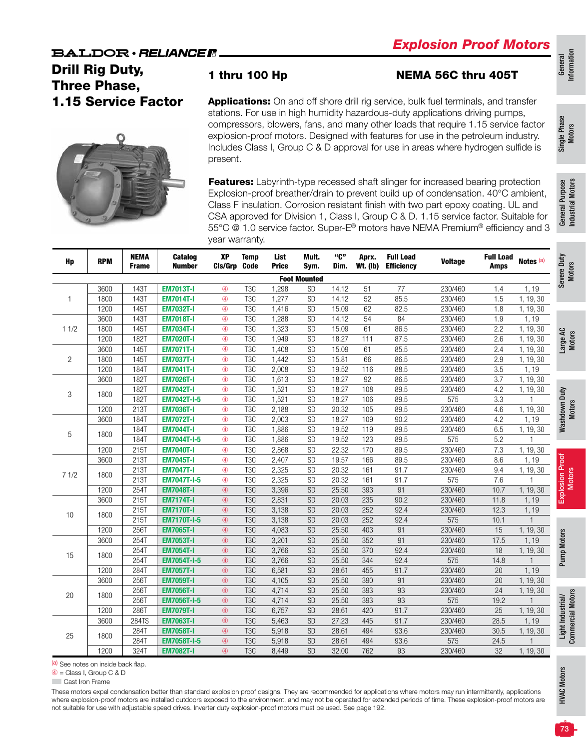# Explosion Proof Motors

## Drill Rig Duty, Three Phase, 1.15 Service Factor

### 1 thru 100 Hp

### NEMA 56C thru 405T

**Applications:** On and off shore drill rig service, bulk fuel terminals, and transfer stations. For use in high humidity hazardous-duty applications driving pumps, compressors, blowers, fans, and many other loads that require 1.15 service factor explosion-proof motors. Designed with features for use in the petroleum industry. Includes Class I, Group C & D approval for use in areas where hydrogen sulfide is present.

**Features:** Labyrinth-type recessed shaft slinger for increased bearing protection Explosion-proof breather/drain to prevent build up of condensation. 40°C ambient, Class F insulation. Corrosion resistant finish with two part epoxy coating. UL and CSA approved for Division 1, Class I, Group C & D. 1.15 service factor. Suitable for 55°C @ 1.0 service factor. Super-E® motors have NEMA Premium® efficiency and 3 year warranty.

| Hp | RPM | NEMA Frame | Catalog Number | XP Cls/Grp | Temp Code | List Price | Mult. Sym. | "C" Dim. | Aprx. Wt. (lb) | Full Load Efficiency | Voltage | Full Load Amps | Notes [a] |
|---|---|---|---|---|---|---|---|---|---|---|---|---|---|
| **Foot Mounted** | | | | | | | | | | | | | |
| 1 | 3600 | 143T | EM7013T-I | ④ | T3C | 1,298 | SD | 14.12 | 51 | 77 | 230/460 | 1.4 | 1, 19 |
| | 1800 | 143T | EM7014T-I | ④ | T3C | 1,277 | SD | 14.12 | 52 | 85.5 | 230/460 | 1.5 | 1, 19, 30 |
| | 1200 | 145T | EM7032T-I | ④ | T3C | 1,416 | SD | 15.09 | 62 | 82.5 | 230/460 | 1.8 | 1, 19, 30 |
| 1 1/2 | 3600 | 143T | EM7018T-I | ④ | T3C | 1,288 | SD | 14.12 | 54 | 84 | 230/460 | 1.9 | 1, 19 |
| | 1800 | 145T | EM7034T-I | ④ | T3C | 1,323 | SD | 15.09 | 61 | 86.5 | 230/460 | 2.2 | 1, 19, 30 |
| | 1200 | 182T | EM7020T-I | ④ | T3C | 1,949 | SD | 18.27 | 111 | 87.5 | 230/460 | 2.6 | 1, 19, 30 |
| 2 | 3600 | 145T | EM7071T-I | ④ | T3C | 1,408 | SD | 15.09 | 61 | 85.5 | 230/460 | 2.4 | 1, 19, 30 |
| | 1800 | 145T | EM7037T-I | ④ | T3C | 1,442 | SD | 15.81 | 66 | 86.5 | 230/460 | 2.9 | 1, 19, 30 |
| | 1200 | 184T | EM7041T-I | ④ | T3C | 2,008 | SD | 19.52 | 116 | 88.5 | 230/460 | 3.5 | 1, 19 |
| 3 | 3600 | 182T | EM7026T-I | ④ | T3C | 1,613 | SD | 18.27 | 92 | 86.5 | 230/460 | 3.7 | 1, 19, 30 |
| | 1800 | 182T | EM7042T-I | ④ | T3C | 1,521 | SD | 18.27 | 108 | 89.5 | 230/460 | 4.2 | 1, 19, 30 |
| | | 182T | EM7042T-I-5 | ④ | T3C | 1,521 | SD | 18.27 | 106 | 89.5 | 575 | 3.3 | 1 |
| | 1200 | 213T | EM7036T-I | ④ | T3C | 2,188 | SD | 20.32 | 105 | 89.5 | 230/460 | 4.6 | 1, 19, 30 |
| 5 | 3600 | 184T | EM7072T-I | ④ | T3C | 2,003 | SD | 18.27 | 109 | 90.2 | 230/460 | 4.2 | 1, 19 |
| | 1800 | 184T | EM7044T-I | ④ | T3C | 1,886 | SD | 19.52 | 119 | 89.5 | 230/460 | 6.5 | 1, 19, 30 |
| | | 184T | EM7044T-I-5 | ④ | T3C | 1,886 | SD | 19.52 | 123 | 89.5 | 575 | 5.2 | 1 |
| | 1200 | 215T | EM7040T-I | ④ | T3C | 2,868 | SD | 22.32 | 170 | 89.5 | 230/460 | 7.3 | 1, 19, 30 |
| 7 1/2 | 3600 | 213T | EM7045T-I | ④ | T3C | 2,407 | SD | 19.57 | 166 | 89.5 | 230/460 | 8.6 | 1, 19 |
| | 1800 | 213T | EM7047T-I | ④ | T3C | 2,325 | SD | 20.32 | 161 | 91.7 | 230/460 | 9.4 | 1, 19, 30 |
| | | 213T | EM7047T-I-5 | ④ | T3C | 2,325 | SD | 20.32 | 161 | 91.7 | 575 | 7.6 | 1 |
| | 1200 | 254T | EM7048T-I | ④ | T3C | 3,396 | SD | 25.50 | 393 | 91 | 230/460 | 10.7 | 1, 19, 30 |
| 10 | 3600 | 215T | EM7174T-I | ④ | T3C | 2,831 | SD | 20.03 | 235 | 90.2 | 230/460 | 11.8 | 1, 19 |
| | 1800 | 215T | EM7170T-I | ④ | T3C | 3,138 | SD | 20.03 | 252 | 92.4 | 230/460 | 12.3 | 1, 19 |
| | | 215T | EM7170T-I-5 | ④ | T3C | 3,138 | SD | 20.03 | 252 | 92.4 | 575 | 10.1 | 1 |
| | 1200 | 256T | EM7065T-I | ④ | T3C | 4,083 | SD | 25.50 | 403 | 91 | 230/460 | 15 | 1, 19, 30 |
| 15 | 3600 | 254T | EM7053T-I | ④ | T3C | 3,201 | SD | 25.50 | 352 | 91 | 230/460 | 17.5 | 1, 19 |
| | 1800 | 254T | EM7054T-I | ④ | T3C | 3,766 | SD | 25.50 | 370 | 92.4 | 230/460 | 18 | 1, 19, 30 |
| | | 254T | EM7054T-I-5 | ④ | T3C | 3,766 | SD | 25.50 | 344 | 92.4 | 575 | 14.8 | 1 |
| | 1200 | 284T | EM7057T-I | ④ | T3C | 6,581 | SD | 28.61 | 455 | 91.7 | 230/460 | 20 | 1, 19 |
| 20 | 3600 | 256T | EM7059T-I | ④ | T3C | 4,105 | SD | 25.50 | 390 | 91 | 230/460 | 20 | 1, 19, 30 |
| | 1800 | 256T | EM7056T-I | ④ | T3C | 4,714 | SD | 25.50 | 393 | 93 | 230/460 | 24 | 1, 19, 30 |
| | | 256T | EM7056T-I-5 | ④ | T3C | 4,714 | SD | 25.50 | 393 | 93 | 575 | 19.2 | 1 |
| | 1200 | 286T | EM7079T-I | ④ | T3C | 6,757 | SD | 28.61 | 420 | 91.7 | 230/460 | 25 | 1, 19, 30 |
| 25 | 3600 | 284TS | EM7063T-I | ④ | T3C | 5,463 | SD | 27.23 | 445 | 91.7 | 230/460 | 28.5 | 1, 19 |
| | 1800 | 284T | EM7058T-I | ④ | T3C | 5,918 | SD | 28.61 | 494 | 93.6 | 230/460 | 30.5 | 1, 19, 30 |
| | | 284T | EM7058T-I-5 | ④ | T3C | 5,918 | SD | 28.61 | 494 | 93.6 | 575 | 24.5 | 1 |
| | 1200 | 324T | EM7082T-I | ④ | T3C | 8,449 | SD | 32.00 | 762 | 93 | 230/460 | 32 | 1, 19, 30 |

[a] See notes on inside back flap.

④ = Class I, Group C & D

Cast Iron Frame

These motors expel condensation better than standard explosion proof designs. They are recommended for applications where motors may run intermittently, applications where explosion-proof motors are installed outdoors exposed to the environment, and may not be operated for extended periods of time. These explosion-proof motors are not suitable for use with adjustable speed drives. Inverter duty explosion-proof motors must be used. See page 192.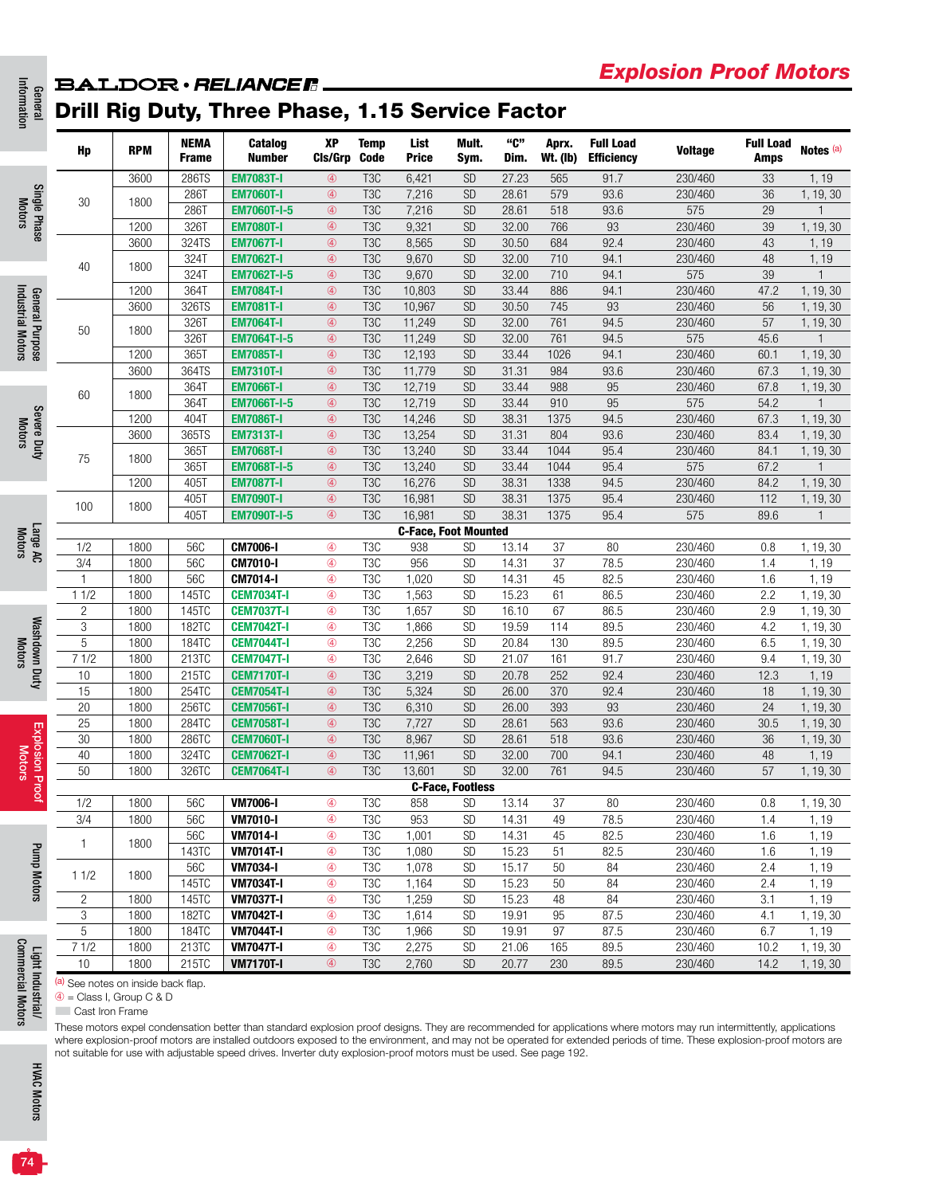# Explosion Proof Motors

## Drill Rig Duty, Three Phase, 1.15 Service Factor

| Hp | RPM | NEMA Frame | Catalog Number | XP Cls/Grp | Temp Code | List Price | Mult. Sym. | "C" Dim. | Aprx. Wt. (lb) | Full Load Efficiency | Voltage | Full Load Amps | Notes [a] |
|---|---|---|---|---|---|---|---|---|---|---|---|---|---|
| 30 | 3600 | 286TS | EM7083T-I | ④ | T3C | 6,421 | SD | 27.23 | 565 | 91.7 | 230/460 | 33 | 1, 19 |
| | 1800 | 286T | EM7060T-I | ④ | T3C | 7,216 | SD | 28.61 | 579 | 93.6 | 230/460 | 36 | 1, 19, 30 |
| | | 286T | EM7060T-I-5 | ④ | T3C | 7,216 | SD | 28.61 | 518 | 93.6 | 575 | 29 | 1 |
| | 1200 | 326T | EM7080T-I | ④ | T3C | 9,321 | SD | 32.00 | 766 | 93 | 230/460 | 39 | 1, 19, 30 |
| 40 | 3600 | 324TS | EM7067T-I | ④ | T3C | 8,565 | SD | 30.50 | 684 | 92.4 | 230/460 | 43 | 1, 19 |
| | 1800 | 324T | EM7062T-I | ④ | T3C | 9,670 | SD | 32.00 | 710 | 94.1 | 230/460 | 48 | 1, 19 |
| | | 324T | EM7062T-I-5 | ④ | T3C | 9,670 | SD | 32.00 | 710 | 94.1 | 575 | 39 | 1 |
| | 1200 | 364T | EM7084T-I | ④ | T3C | 10,803 | SD | 33.44 | 886 | 94.1 | 230/460 | 47.2 | 1, 19, 30 |
| 50 | 3600 | 326TS | EM7081T-I | ④ | T3C | 10,967 | SD | 30.50 | 745 | 93 | 230/460 | 56 | 1, 19, 30 |
| | 1800 | 326T | EM7064T-I | ④ | T3C | 11,249 | SD | 32.00 | 761 | 94.5 | 230/460 | 57 | 1, 19, 30 |
| | | 326T | EM7064T-I-5 | ④ | T3C | 11,249 | SD | 32.00 | 761 | 94.5 | 575 | 45.6 | 1 |
| | 1200 | 365T | EM7085T-I | ④ | T3C | 12,193 | SD | 33.44 | 1026 | 94.1 | 230/460 | 60.1 | 1, 19, 30 |
| 60 | 3600 | 364TS | EM7310T-I | ④ | T3C | 11,779 | SD | 31.31 | 984 | 93.6 | 230/460 | 67.3 | 1, 19, 30 |
| | 1800 | 364T | EM7066T-I | ④ | T3C | 12,719 | SD | 33.44 | 988 | 95 | 230/460 | 67.8 | 1, 19, 30 |
| | | 364T | EM7066T-I-5 | ④ | T3C | 12,719 | SD | 33.44 | 910 | 95 | 575 | 54.2 | 1 |
| | 1200 | 404T | EM7086T-I | ④ | T3C | 14,246 | SD | 38.31 | 1375 | 94.5 | 230/460 | 67.3 | 1, 19, 30 |
| 75 | 3600 | 365TS | EM7313T-I | ④ | T3C | 13,254 | SD | 31.31 | 804 | 93.6 | 230/460 | 83.4 | 1, 19, 30 |
| | 1800 | 365T | EM7068T-I | ④ | T3C | 13,240 | SD | 33.44 | 1044 | 95.4 | 230/460 | 84.1 | 1, 19, 30 |
| | | 365T | EM7068T-I-5 | ④ | T3C | 13,240 | SD | 33.44 | 1044 | 95.4 | 575 | 67.2 | 1 |
| | 1200 | 405T | EM7087T-I | ④ | T3C | 16,276 | SD | 38.31 | 1338 | 94.5 | 230/460 | 84.2 | 1, 19, 30 |
| 100 | 1800 | 405T | EM7090T-I | ④ | T3C | 16,981 | SD | 38.31 | 1375 | 95.4 | 230/460 | 112 | 1, 19, 30 |
| | | 405T | EM7090T-I-5 | ④ | T3C | 16,981 | SD | 38.31 | 1375 | 95.4 | 575 | 89.6 | 1 |
| **C-Face, Foot Mounted** | | | | | | | | | | | | | |
| 1/2 | 1800 | 56C | CM7006-I | ④ | T3C | 938 | SD | 13.14 | 37 | 80 | 230/460 | 0.8 | 1, 19, 30 |
| 3/4 | 1800 | 56C | CM7010-I | ④ | T3C | 956 | SD | 14.31 | 37 | 78.5 | 230/460 | 1.4 | 1, 19 |
| 1 | 1800 | 56C | CM7014-I | ④ | T3C | 1,020 | SD | 14.31 | 45 | 82.5 | 230/460 | 1.6 | 1, 19 |
| 1 1/2 | 1800 | 145TC | CEM7034T-I | ④ | T3C | 1,563 | SD | 15.23 | 61 | 86.5 | 230/460 | 2.2 | 1, 19, 30 |
| 2 | 1800 | 145TC | CEM7037T-I | ④ | T3C | 1,657 | SD | 16.10 | 67 | 86.5 | 230/460 | 2.9 | 1, 19, 30 |
| 3 | 1800 | 182TC | CEM7042T-I | ④ | T3C | 1,866 | SD | 19.59 | 114 | 89.5 | 230/460 | 4.2 | 1, 19, 30 |
| 5 | 1800 | 184TC | CEM7044T-I | ④ | T3C | 2,256 | SD | 20.84 | 130 | 89.5 | 230/460 | 6.5 | 1, 19, 30 |
| 7 1/2 | 1800 | 213TC | CEM7047T-I | ④ | T3C | 2,646 | SD | 21.07 | 161 | 91.7 | 230/460 | 9.4 | 1, 19, 30 |
| 10 | 1800 | 215TC | CEM7170T-I | ④ | T3C | 3,219 | SD | 20.78 | 252 | 92.4 | 230/460 | 12.3 | 1, 19 |
| 15 | 1800 | 254TC | CEM7054T-I | ④ | T3C | 5,324 | SD | 26.00 | 370 | 92.4 | 230/460 | 18 | 1, 19, 30 |
| 20 | 1800 | 256TC | CEM7056T-I | ④ | T3C | 6,310 | SD | 26.00 | 393 | 93 | 230/460 | 24 | 1, 19, 30 |
| 25 | 1800 | 284TC | CEM7058T-I | ④ | T3C | 7,727 | SD | 28.61 | 563 | 93.6 | 230/460 | 30.5 | 1, 19, 30 |
| 30 | 1800 | 286TC | CEM7060T-I | ④ | T3C | 8,967 | SD | 28.61 | 518 | 93.6 | 230/460 | 36 | 1, 19, 30 |
| 40 | 1800 | 324TC | CEM7062T-I | ④ | T3C | 11,961 | SD | 32.00 | 700 | 94.1 | 230/460 | 48 | 1, 19 |
| 50 | 1800 | 326TC | CEM7064T-I | ④ | T3C | 13,601 | SD | 32.00 | 761 | 94.5 | 230/460 | 57 | 1, 19, 30 |
| **C-Face, Footless** | | | | | | | | | | | | | |
| 1/2 | 1800 | 56C | VM7006-I | ④ | T3C | 858 | SD | 13.14 | 37 | 80 | 230/460 | 0.8 | 1, 19, 30 |
| 3/4 | 1800 | 56C | VM7010-I | ④ | T3C | 953 | SD | 14.31 | 49 | 78.5 | 230/460 | 1.4 | 1, 19 |
| 1 | 1800 | 56C | VM7014-I | ④ | T3C | 1,001 | SD | 14.31 | 45 | 82.5 | 230/460 | 1.6 | 1, 19 |
| | | 143TC | VM7014T-I | ④ | T3C | 1,080 | SD | 15.23 | 51 | 82.5 | 230/460 | 1.6 | 1, 19 |
| 1 1/2 | 1800 | 56C | VM7034-I | ④ | T3C | 1,078 | SD | 15.17 | 50 | 84 | 230/460 | 2.4 | 1, 19 |
| | | 145TC | VM7034T-I | ④ | T3C | 1,164 | SD | 15.23 | 50 | 84 | 230/460 | 2.4 | 1, 19 |
| 2 | 1800 | 145TC | VM7037T-I | ④ | T3C | 1,259 | SD | 15.23 | 48 | 84 | 230/460 | 3.1 | 1, 19 |
| 3 | 1800 | 182TC | VM7042T-I | ④ | T3C | 1,614 | SD | 19.91 | 95 | 87.5 | 230/460 | 4.1 | 1, 19, 30 |
| 5 | 1800 | 184TC | VM7044T-I | ④ | T3C | 1,966 | SD | 19.91 | 97 | 87.5 | 230/460 | 6.7 | 1, 19 |
| 7 1/2 | 1800 | 213TC | VM7047T-I | ④ | T3C | 2,275 | SD | 21.06 | 165 | 89.5 | 230/460 | 10.2 | 1, 19, 30 |
| 10 | 1800 | 215TC | VM7170T-I | ④ | T3C | 2,760 | SD | 20.77 | 230 | 89.5 | 230/460 | 14.2 | 1, 19, 30 |

[a] See notes on inside back flap.
④ = Class I, Group C & D
Cast Iron Frame

These motors expel condensation better than standard explosion proof designs. They are recommended for applications where motors may run intermittently, applications where explosion-proof motors are installed outdoors exposed to the environment, and may not be operated for extended periods of time. These explosion-proof motors are not suitable for use with adjustable speed drives. Inverter duty explosion-proof motors must be used. See page 192.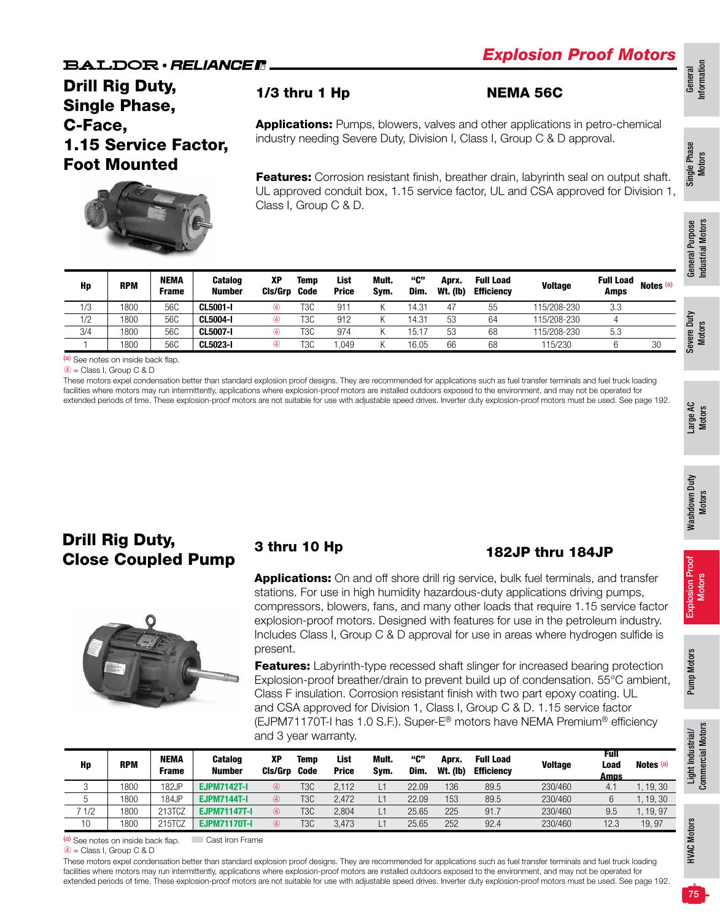**BALDOR • RELIANCE**

## Explosion Proof Motors

# Drill Rig Duty, Single Phase, C-Face, 1.15 Service Factor, Foot Mounted

### 1/3 thru 1 Hp

### NEMA 56C

**Applications:** Pumps, blowers, valves and other applications in petro-chemical industry needing Severe Duty, Division I, Class I, Group C & D approval.

**Features:** Corrosion resistant finish, breather drain, labyrinth seal on output shaft. UL approved conduit box, 1.15 service factor, UL and CSA approved for Division 1, Class I, Group C & D.

| Hp | RPM | NEMA Frame | Catalog Number | XP Cls/Grp | Temp Code | List Price | Mult. Sym. | "C" Dim. | Aprx. Wt. (lb) | Full Load Efficiency | Voltage | Full Load Amps | Notes [a] |
|---|---|---|---|---|---|---|---|---|---|---|---|---|---|
| 1/3 | 1800 | 56C | **CL5001-I** | ④ | T3C | 911 | K | 14.31 | 47 | 55 | 115/208-230 | 3.3 | |
| 1/2 | 1800 | 56C | **CL5004-I** | ④ | T3C | 912 | K | 14.31 | 53 | 64 | 115/208-230 | 4 | |
| 3/4 | 1800 | 56C | **CL5007-I** | ④ | T3C | 974 | K | 15.17 | 53 | 68 | 115/208-230 | 5.3 | |
| 1 | 1800 | 56C | **CL5023-I** | ④ | T3C | 1,049 | K | 16.05 | 66 | 68 | 115/230 | 6 | 30 |

[a] See notes on inside back flap.
④ = Class I, Group C & D
These motors expel condensation better than standard explosion proof designs. They are recommended for applications such as fuel transfer terminals and fuel truck loading facilities where motors may run intermittently, applications where explosion-proof motors are installed outdoors exposed to the environment, and may not be operated for extended periods of time. These explosion-proof motors are not suitable for use with adjustable speed drives. Inverter duty explosion-proof motors must be used. See page 192.

# Drill Rig Duty, Close Coupled Pump

### 3 thru 10 Hp

### 182JP thru 184JP

**Applications:** On and off shore drill rig service, bulk fuel terminals, and transfer stations. For use in high humidity hazardous-duty applications driving pumps, compressors, blowers, fans, and many other loads that require 1.15 service factor explosion-proof motors. Designed with features for use in the petroleum industry. Includes Class I, Group C & D approval for use in areas where hydrogen sulfide is present.

**Features:** Labyrinth-type recessed shaft slinger for increased bearing protection Explosion-proof breather/drain to prevent build up of condensation. 55°C ambient, Class F insulation. Corrosion resistant finish with two part epoxy coating. UL and CSA approved for Division 1, Class I, Group C & D. 1.15 service factor (EJPM71170T-I has 1.0 S.F.). Super-E® motors have NEMA Premium® efficiency and 3 year warranty.

| Hp | RPM | NEMA Frame | Catalog Number | XP Cls/Grp | Temp Code | List Price | Mult. Sym. | "C" Dim. | Aprx. Wt. (lb) | Full Load Efficiency | Voltage | Full Load Amps | Notes [a] |
|---|---|---|---|---|---|---|---|---|---|---|---|---|---|
| 3 | 1800 | 182JP | **EJPM7142T-I** | ④ | T3C | 2,112 | L1 | 22.09 | 136 | 89.5 | 230/460 | 4.1 | 1, 19, 30 |
| 5 | 1800 | 184JP | **EJPM7144T-I** | ④ | T3C | 2,472 | L1 | 22.09 | 153 | 89.5 | 230/460 | 6 | 1, 19, 30 |
| 7 1/2 | 1800 | 213TCZ | **EJPM71147T-I** | ④ | T3C | 2,804 | L1 | 25.65 | 225 | 91.7 | 230/460 | 9.5 | 1, 19, 97 |
| 10 | 1800 | 215TCZ | **EJPM71170T-I** | ④ | T3C | 3,473 | L1 | 25.65 | 252 | 92.4 | 230/460 | 12.3 | 19, 97 |

[a] See notes on inside back flap. Cast Iron Frame
④ = Class I, Group C & D
These motors expel condensation better than standard explosion proof designs. They are recommended for applications such as fuel transfer terminals and fuel truck loading facilities where motors may run intermittently, applications where explosion-proof motors are installed outdoors exposed to the environment, and may not be operated for extended periods of time. These explosion-proof motors are not suitable for use with adjustable speed drives. Inverter duty explosion-proof motors must be used. See page 192.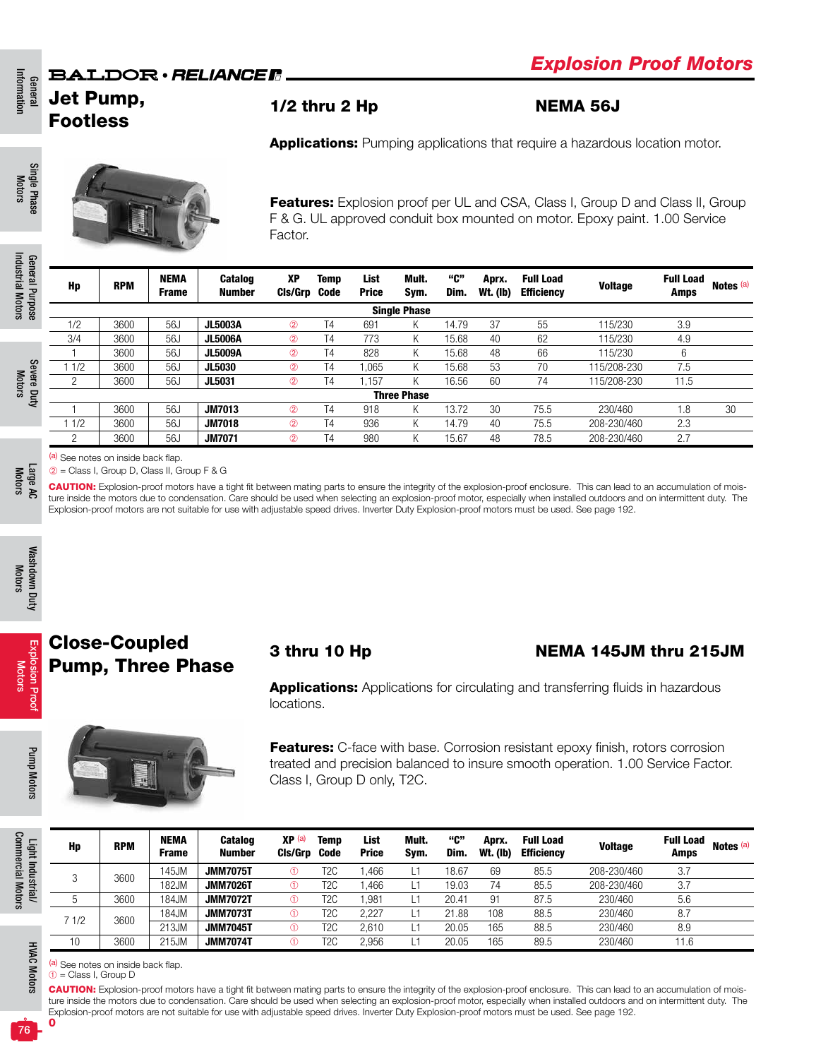# Explosion Proof Motors

## Jet Pump, Footless

**1/2 thru 2 Hp**

**NEMA 56J**

**Applications:** Pumping applications that require a hazardous location motor.

**Features:** Explosion proof per UL and CSA, Class I, Group D and Class II, Group F & G. UL approved conduit box mounted on motor. Epoxy paint. 1.00 Service Factor.

| Hp | RPM | NEMA Frame | Catalog Number | XP Cls/Grp | Temp Code | List Price | Mult. Sym. | "C" Dim. | Aprx. Wt. (lb) | Full Load Efficiency | Voltage | Full Load Amps | Notes (a) |
|---|---|---|---|---|---|---|---|---|---|---|---|---|---|
| | | | | | | **Single Phase** | | | | | | | |
| 1/2 | 3600 | 56J | **JL5003A** | ② | T4 | 691 | K | 14.79 | 37 | 55 | 115/230 | 3.9 | |
| 3/4 | 3600 | 56J | **JL5006A** | ② | T4 | 773 | K | 15.68 | 40 | 62 | 115/230 | 4.9 | |
| 1 | 3600 | 56J | **JL5009A** | ② | T4 | 828 | K | 15.68 | 48 | 66 | 115/230 | 6 | |
| 1 1/2 | 3600 | 56J | **JL5030** | ② | T4 | 1,065 | K | 15.68 | 53 | 70 | 115/208-230 | 7.5 | |
| 2 | 3600 | 56J | **JL5031** | ② | T4 | 1,157 | K | 16.56 | 60 | 74 | 115/208-230 | 11.5 | |
| | | | | | | **Three Phase** | | | | | | | |
| 1 | 3600 | 56J | **JM7013** | ② | T4 | 918 | K | 13.72 | 30 | 75.5 | 230/460 | 1.8 | 30 |
| 1 1/2 | 3600 | 56J | **JM7018** | ② | T4 | 936 | K | 14.79 | 40 | 75.5 | 208-230/460 | 2.3 | |
| 2 | 3600 | 56J | **JM7071** | ② | T4 | 980 | K | 15.67 | 48 | 78.5 | 208-230/460 | 2.7 | |

(a) See notes on inside back flap.
② = Class I, Group D, Class II, Group F & G

**CAUTION:** Explosion-proof motors have a tight fit between mating parts to ensure the integrity of the explosion-proof enclosure. This can lead to an accumulation of moisture inside the motors due to condensation. Care should be used when selecting an explosion-proof motor, especially when installed outdoors and on intermittent duty. The Explosion-proof motors are not suitable for use with adjustable speed drives. Inverter Duty Explosion-proof motors must be used. See page 192.

## Close-Coupled Pump, Three Phase

**3 thru 10 Hp**

**NEMA 145JM thru 215JM**

**Applications:** Applications for circulating and transferring fluids in hazardous locations.

**Features:** C-face with base. Corrosion resistant epoxy finish, rotors corrosion treated and precision balanced to insure smooth operation. 1.00 Service Factor. Class I, Group D only, T2C.

| Hp | RPM | NEMA Frame | Catalog Number | XP (a) Cls/Grp | Temp Code | List Price | Mult. Sym. | "C" Dim. | Aprx. Wt. (lb) | Full Load Efficiency | Voltage | Full Load Amps | Notes (a) |
|---|---|---|---|---|---|---|---|---|---|---|---|---|---|
| 3 | 3600 | 145JM | **JMM7075T** | ① | T2C | 1,466 | L1 | 18.67 | 69 | 85.5 | 208-230/460 | 3.7 | |
| | | 182JM | **JMM7026T** | ① | T2C | 1,466 | L1 | 19.03 | 74 | 85.5 | 208-230/460 | 3.7 | |
| 5 | 3600 | 184JM | **JMM7072T** | ① | T2C | 1,981 | L1 | 20.41 | 91 | 87.5 | 230/460 | 5.6 | |
| 7 1/2 | 3600 | 184JM | **JMM7073T** | ① | T2C | 2,227 | L1 | 21.88 | 108 | 88.5 | 230/460 | 8.7 | |
| | | 213JM | **JMM7045T** | ① | T2C | 2,610 | L1 | 20.05 | 165 | 88.5 | 230/460 | 8.9 | |
| 10 | 3600 | 215JM | **JMM7074T** | ① | T2C | 2,956 | L1 | 20.05 | 165 | 89.5 | 230/460 | 11.6 | |

(a) See notes on inside back flap.
① = Class I, Group D

**CAUTION:** Explosion-proof motors have a tight fit between mating parts to ensure the integrity of the explosion-proof enclosure. This can lead to an accumulation of moisture inside the motors due to condensation. Care should be used when selecting an explosion-proof motor, especially when installed outdoors and on intermittent duty. The Explosion-proof motors are not suitable for use with adjustable speed drives. Inverter Duty Explosion-proof motors must be used. See page 192.